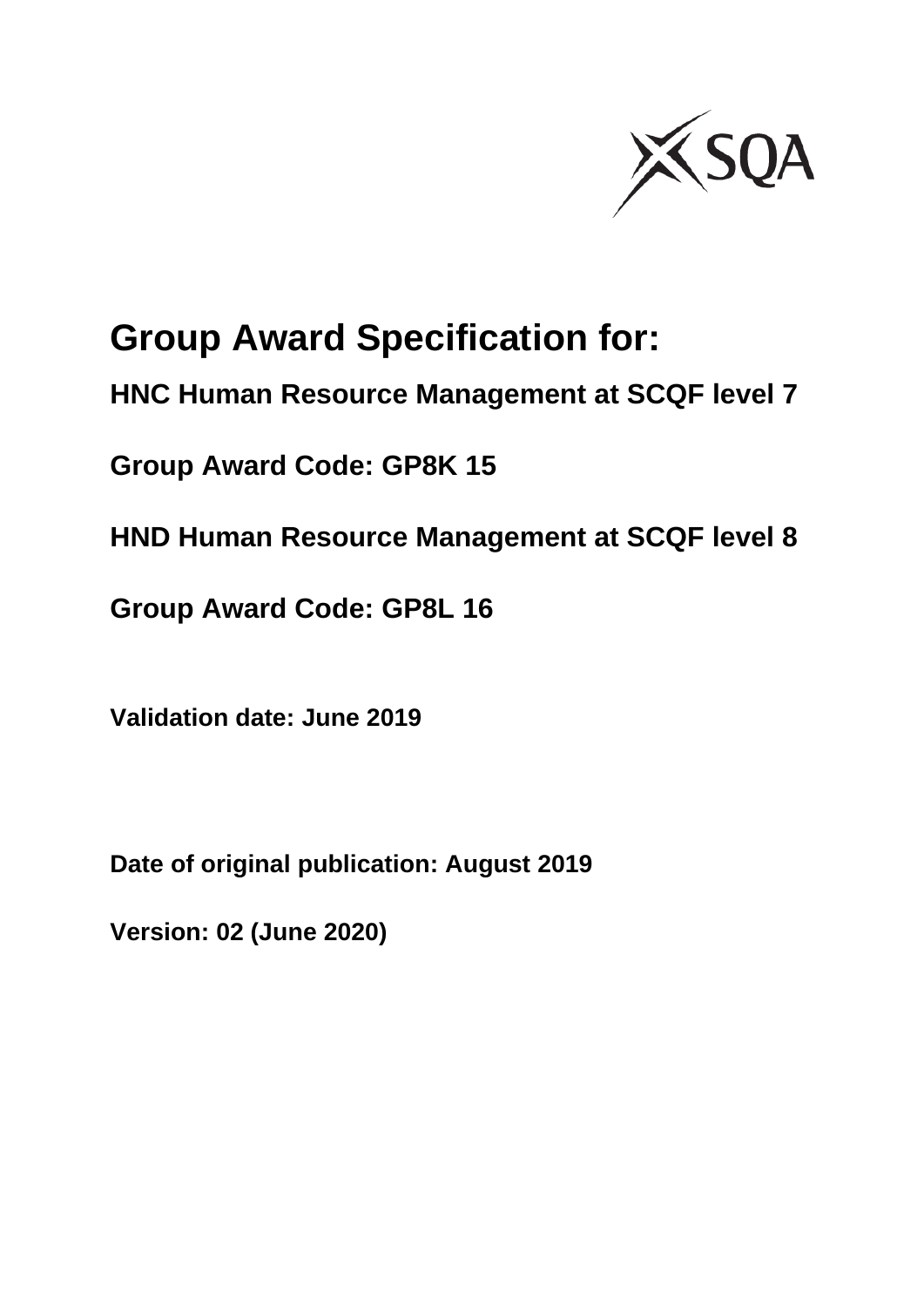SQA

# Group Award Specification for:

## HNC Human Resource Management at SCQF level 7

## Group Award Code: GP8K 15

## HND Human Resource Management at SCQF level 8

## Group Award Code: GP8L 16

**Validation date: June 2019**

**Date of original publication: August 2019**

**Version: 02 (June 2020)**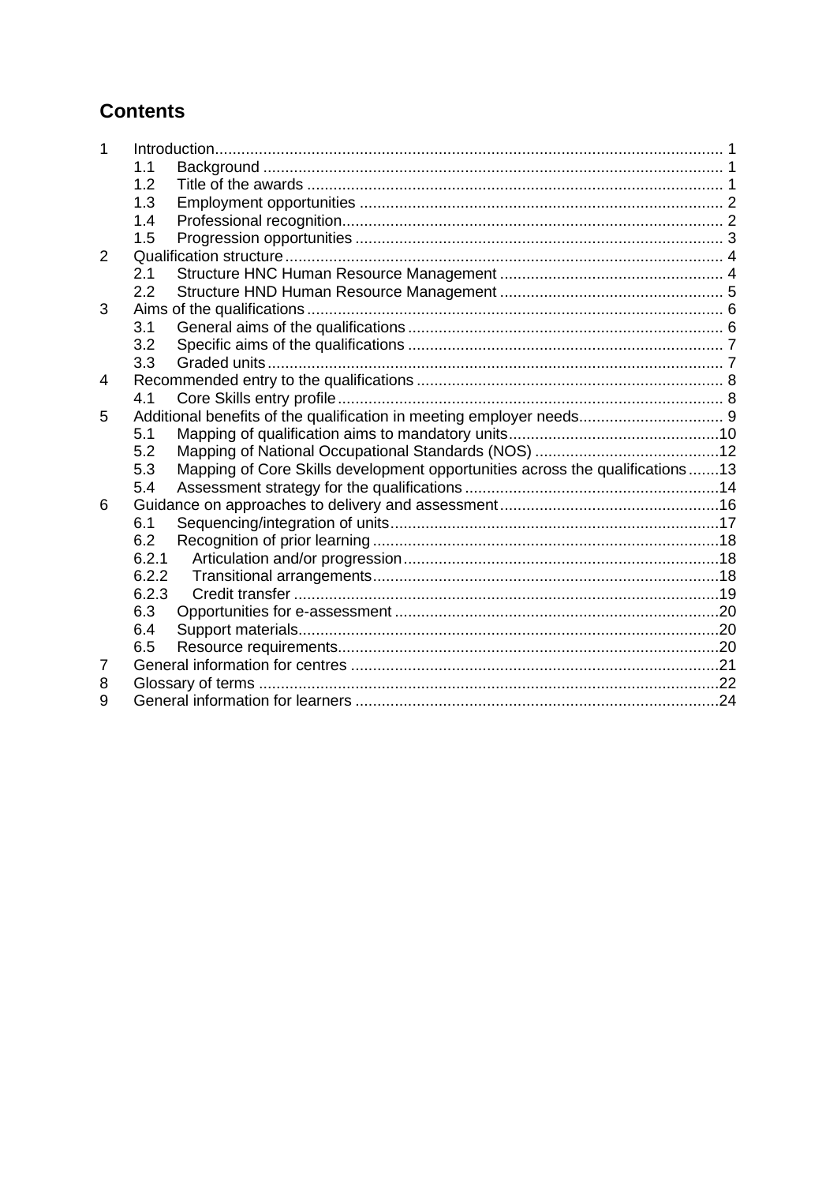# Contents

| | | | |
|---|---|---|---|
| 1 | Introduction | | 1 |
| | 1.1 | Background | 1 |
| | 1.2 | Title of the awards | 1 |
| | 1.3 | Employment opportunities | 2 |
| | 1.4 | Professional recognition | 2 |
| | 1.5 | Progression opportunities | 3 |
| 2 | Qualification structure | | 4 |
| | 2.1 | Structure HNC Human Resource Management | 4 |
| | 2.2 | Structure HND Human Resource Management | 5 |
| 3 | Aims of the qualifications | | 6 |
| | 3.1 | General aims of the qualifications | 6 |
| | 3.2 | Specific aims of the qualifications | 7 |
| | 3.3 | Graded units | 7 |
| 4 | Recommended entry to the qualifications | | 8 |
| | 4.1 | Core Skills entry profile | 8 |
| 5 | Additional benefits of the qualification in meeting employer needs | | 9 |
| | 5.1 | Mapping of qualification aims to mandatory units | 10 |
| | 5.2 | Mapping of National Occupational Standards (NOS) | 12 |
| | 5.3 | Mapping of Core Skills development opportunities across the qualifications | 13 |
| | 5.4 | Assessment strategy for the qualifications | 14 |
| 6 | Guidance on approaches to delivery and assessment | | 16 |
| | 6.1 | Sequencing/integration of units | 17 |
| | 6.2 | Recognition of prior learning | 18 |
| | 6.2.1 | Articulation and/or progression | 18 |
| | 6.2.2 | Transitional arrangements | 18 |
| | 6.2.3 | Credit transfer | 19 |
| | 6.3 | Opportunities for e-assessment | 20 |
| | 6.4 | Support materials | 20 |
| | 6.5 | Resource requirements | 20 |
| 7 | General information for centres | | 21 |
| 8 | Glossary of terms | | 22 |
| 9 | General information for learners | | 24 |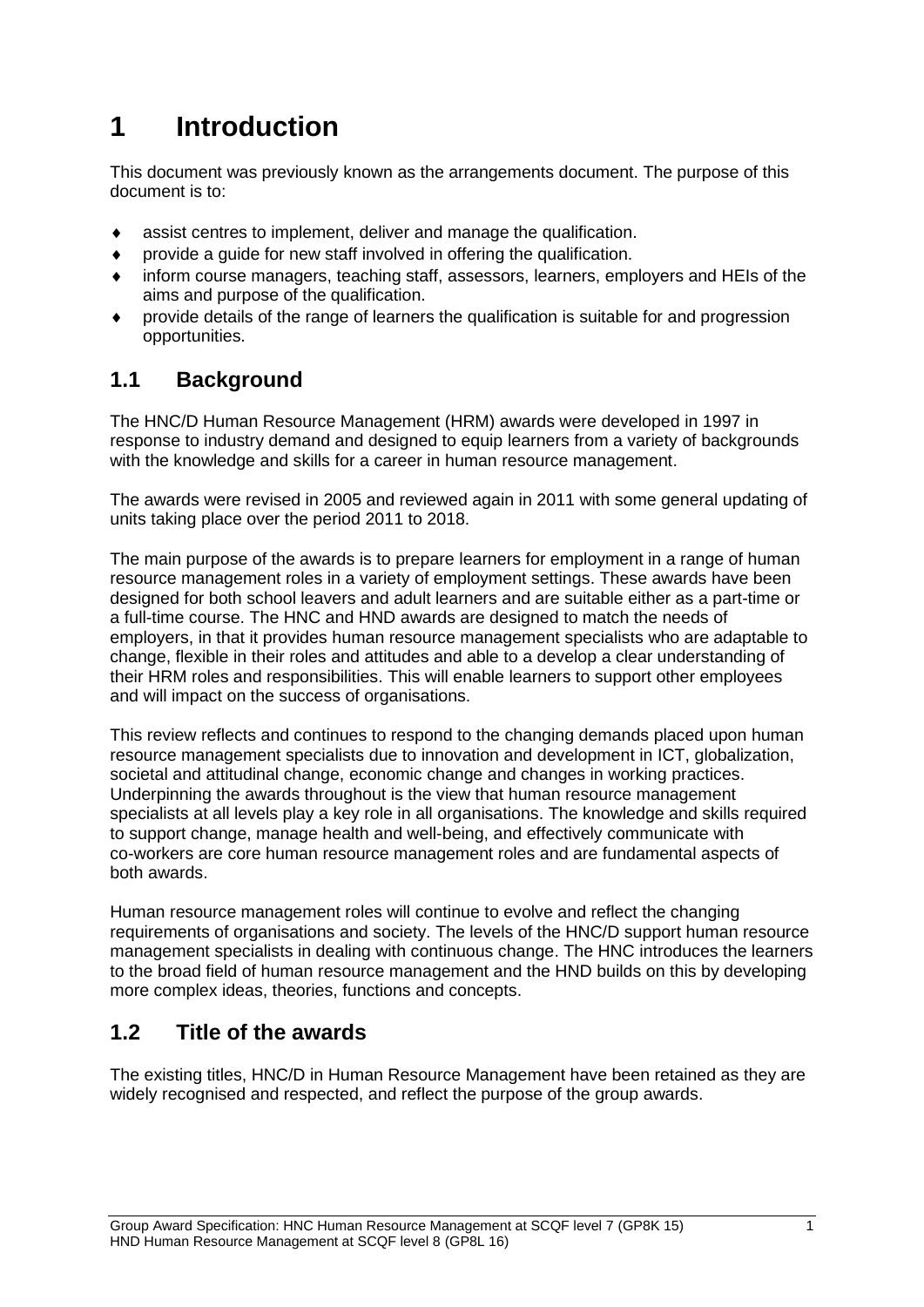# 1 Introduction

This document was previously known as the arrangements document. The purpose of this document is to:

- assist centres to implement, deliver and manage the qualification.
- provide a guide for new staff involved in offering the qualification.
- inform course managers, teaching staff, assessors, learners, employers and HEIs of the aims and purpose of the qualification.
- provide details of the range of learners the qualification is suitable for and progression opportunities.

## 1.1 Background

The HNC/D Human Resource Management (HRM) awards were developed in 1997 in response to industry demand and designed to equip learners from a variety of backgrounds with the knowledge and skills for a career in human resource management.

The awards were revised in 2005 and reviewed again in 2011 with some general updating of units taking place over the period 2011 to 2018.

The main purpose of the awards is to prepare learners for employment in a range of human resource management roles in a variety of employment settings. These awards have been designed for both school leavers and adult learners and are suitable either as a part-time or a full-time course. The HNC and HND awards are designed to match the needs of employers, in that it provides human resource management specialists who are adaptable to change, flexible in their roles and attitudes and able to a develop a clear understanding of their HRM roles and responsibilities. This will enable learners to support other employees and will impact on the success of organisations.

This review reflects and continues to respond to the changing demands placed upon human resource management specialists due to innovation and development in ICT, globalization, societal and attitudinal change, economic change and changes in working practices. Underpinning the awards throughout is the view that human resource management specialists at all levels play a key role in all organisations. The knowledge and skills required to support change, manage health and well-being, and effectively communicate with co-workers are core human resource management roles and are fundamental aspects of both awards.

Human resource management roles will continue to evolve and reflect the changing requirements of organisations and society. The levels of the HNC/D support human resource management specialists in dealing with continuous change. The HNC introduces the learners to the broad field of human resource management and the HND builds on this by developing more complex ideas, theories, functions and concepts.

## 1.2 Title of the awards

The existing titles, HNC/D in Human Resource Management have been retained as they are widely recognised and respected, and reflect the purpose of the group awards.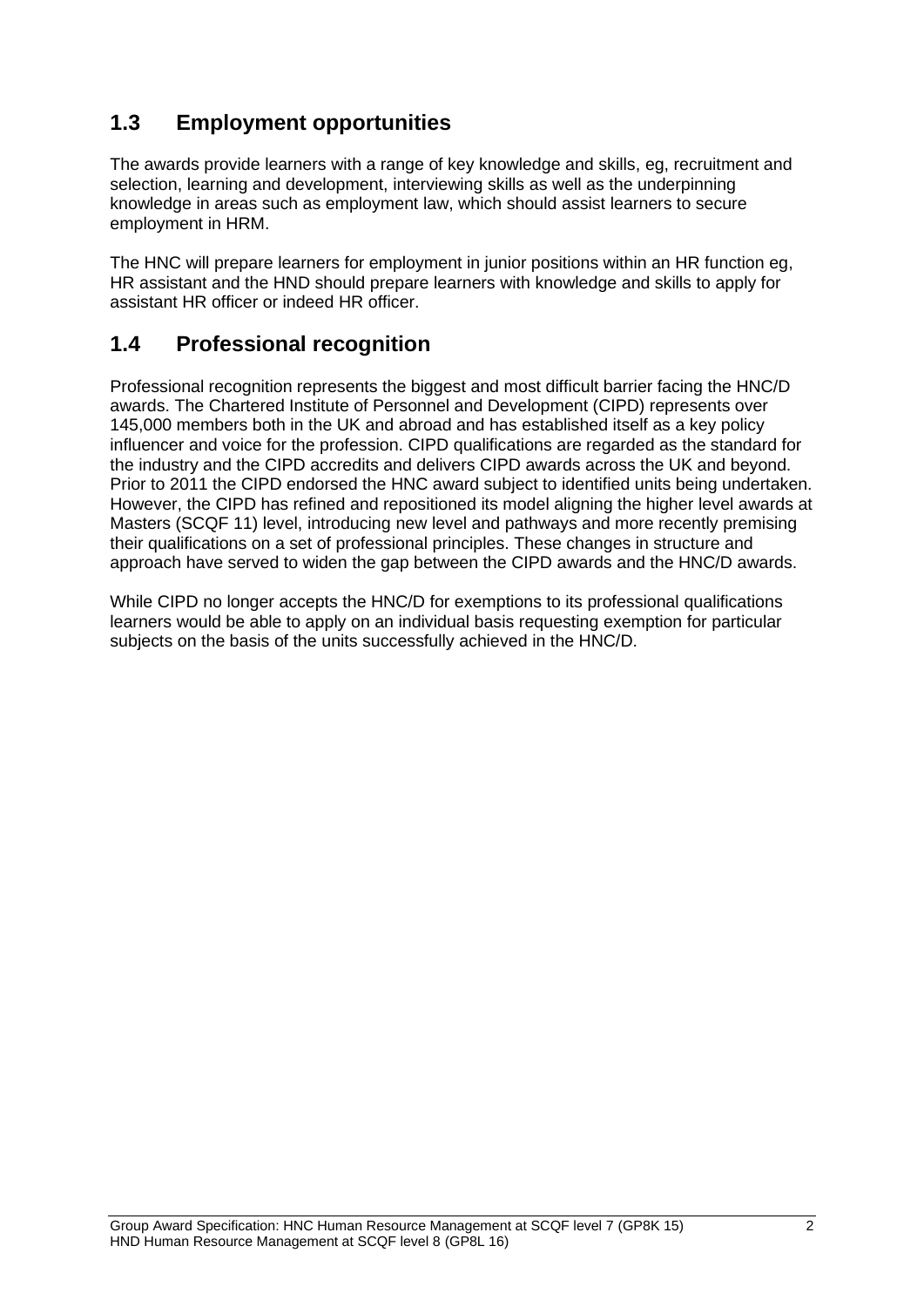## 1.3 Employment opportunities

The awards provide learners with a range of key knowledge and skills, eg, recruitment and selection, learning and development, interviewing skills as well as the underpinning knowledge in areas such as employment law, which should assist learners to secure employment in HRM.

The HNC will prepare learners for employment in junior positions within an HR function eg, HR assistant and the HND should prepare learners with knowledge and skills to apply for assistant HR officer or indeed HR officer.

## 1.4 Professional recognition

Professional recognition represents the biggest and most difficult barrier facing the HNC/D awards. The Chartered Institute of Personnel and Development (CIPD) represents over 145,000 members both in the UK and abroad and has established itself as a key policy influencer and voice for the profession. CIPD qualifications are regarded as the standard for the industry and the CIPD accredits and delivers CIPD awards across the UK and beyond. Prior to 2011 the CIPD endorsed the HNC award subject to identified units being undertaken. However, the CIPD has refined and repositioned its model aligning the higher level awards at Masters (SCQF 11) level, introducing new level and pathways and more recently premising their qualifications on a set of professional principles. These changes in structure and approach have served to widen the gap between the CIPD awards and the HNC/D awards.

While CIPD no longer accepts the HNC/D for exemptions to its professional qualifications learners would be able to apply on an individual basis requesting exemption for particular subjects on the basis of the units successfully achieved in the HNC/D.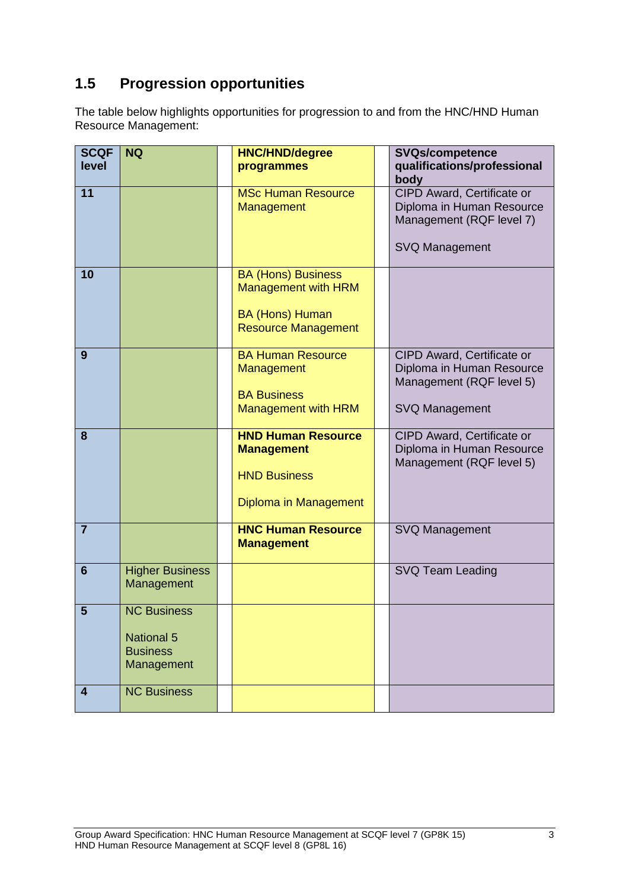## 1.5 Progression opportunities

The table below highlights opportunities for progression to and from the HNC/HND Human Resource Management:

| SCQF level | NQ | | HNC/HND/degree programmes | | SVQs/competence qualifications/professional body |
|---|---|---|---|---|---|
| 11 | | | MSc Human Resource Management | | CIPD Award, Certificate or Diploma in Human Resource Management (RQF level 7)<br><br>SVQ Management |
| 10 | | | BA (Hons) Business Management with HRM<br><br>BA (Hons) Human Resource Management | | |
| 9 | | | BA Human Resource Management<br><br>BA Business Management with HRM | | CIPD Award, Certificate or Diploma in Human Resource Management (RQF level 5)<br><br>SVQ Management |
| 8 | | | **HND Human Resource Management**<br><br>HND Business<br><br>Diploma in Management | | CIPD Award, Certificate or Diploma in Human Resource Management (RQF level 5) |
| 7 | | | **HNC Human Resource Management** | | SVQ Management |
| 6 | Higher Business Management | | | | SVQ Team Leading |
| 5 | NC Business<br><br>National 5 Business Management | | | | |
| 4 | NC Business | | | | |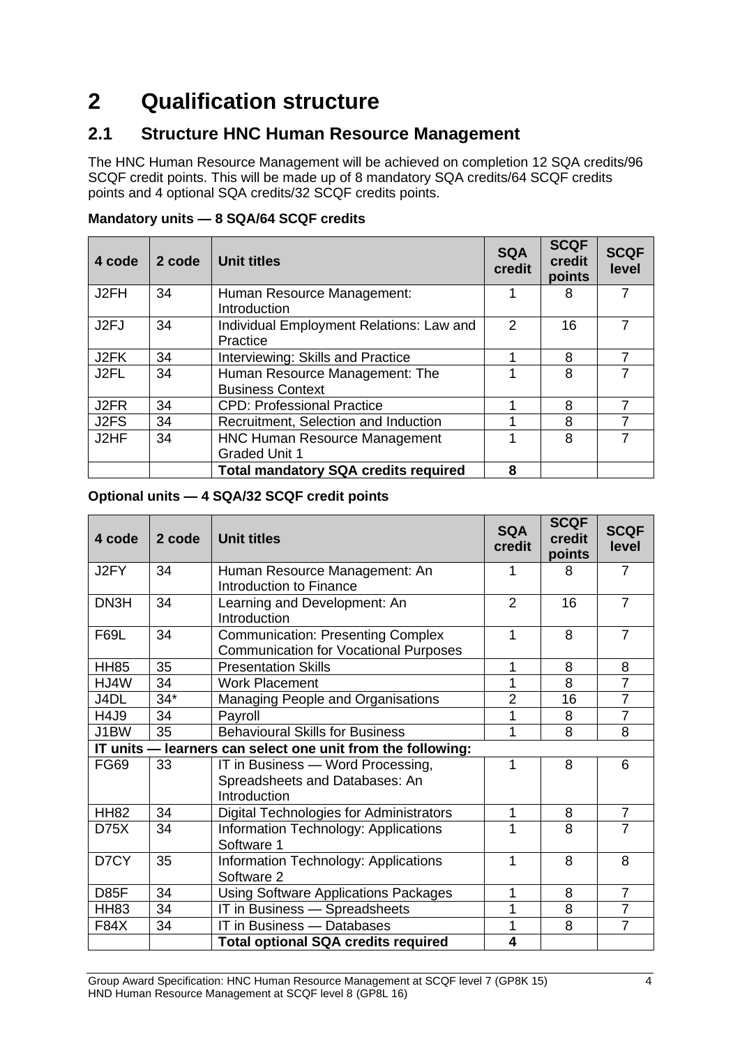# 2 Qualification structure

## 2.1 Structure HNC Human Resource Management

The HNC Human Resource Management will be achieved on completion 12 SQA credits/96 SCQF credit points. This will be made up of 8 mandatory SQA credits/64 SCQF credits points and 4 optional SQA credits/32 SCQF credits points.

**Mandatory units — 8 SQA/64 SCQF credits**

| 4 code | 2 code | Unit titles | SQA credit | SCQF credit points | SCQF level |
|---|---|---|---|---|---|
| J2FH | 34 | Human Resource Management: Introduction | 1 | 8 | 7 |
| J2FJ | 34 | Individual Employment Relations: Law and Practice | 2 | 16 | 7 |
| J2FK | 34 | Interviewing: Skills and Practice | 1 | 8 | 7 |
| J2FL | 34 | Human Resource Management: The Business Context | 1 | 8 | 7 |
| J2FR | 34 | CPD: Professional Practice | 1 | 8 | 7 |
| J2FS | 34 | Recruitment, Selection and Induction | 1 | 8 | 7 |
| J2HF | 34 | HNC Human Resource Management Graded Unit 1 | 1 | 8 | 7 |
| | | **Total mandatory SQA credits required** | **8** | | |

**Optional units — 4 SQA/32 SCQF credit points**

| 4 code | 2 code | Unit titles | SQA credit | SCQF credit points | SCQF level |
|---|---|---|---|---|---|
| J2FY | 34 | Human Resource Management: An Introduction to Finance | 1 | 8 | 7 |
| DN3H | 34 | Learning and Development: An Introduction | 2 | 16 | 7 |
| F69L | 34 | Communication: Presenting Complex Communication for Vocational Purposes | 1 | 8 | 7 |
| HH85 | 35 | Presentation Skills | 1 | 8 | 8 |
| HJ4W | 34 | Work Placement | 1 | 8 | 7 |
| J4DL | 34* | Managing People and Organisations | 2 | 16 | 7 |
| H4J9 | 34 | Payroll | 1 | 8 | 7 |
| J1BW | 35 | Behavioural Skills for Business | 1 | 8 | 8 |
| **IT units — learners can select one unit from the following:** | | | | | |
| FG69 | 33 | IT in Business — Word Processing, Spreadsheets and Databases: An Introduction | 1 | 8 | 6 |
| HH82 | 34 | Digital Technologies for Administrators | 1 | 8 | 7 |
| D75X | 34 | Information Technology: Applications Software 1 | 1 | 8 | 7 |
| D7CY | 35 | Information Technology: Applications Software 2 | 1 | 8 | 8 |
| D85F | 34 | Using Software Applications Packages | 1 | 8 | 7 |
| HH83 | 34 | IT in Business — Spreadsheets | 1 | 8 | 7 |
| F84X | 34 | IT in Business — Databases | 1 | 8 | 7 |
| | | **Total optional SQA credits required** | **4** | | |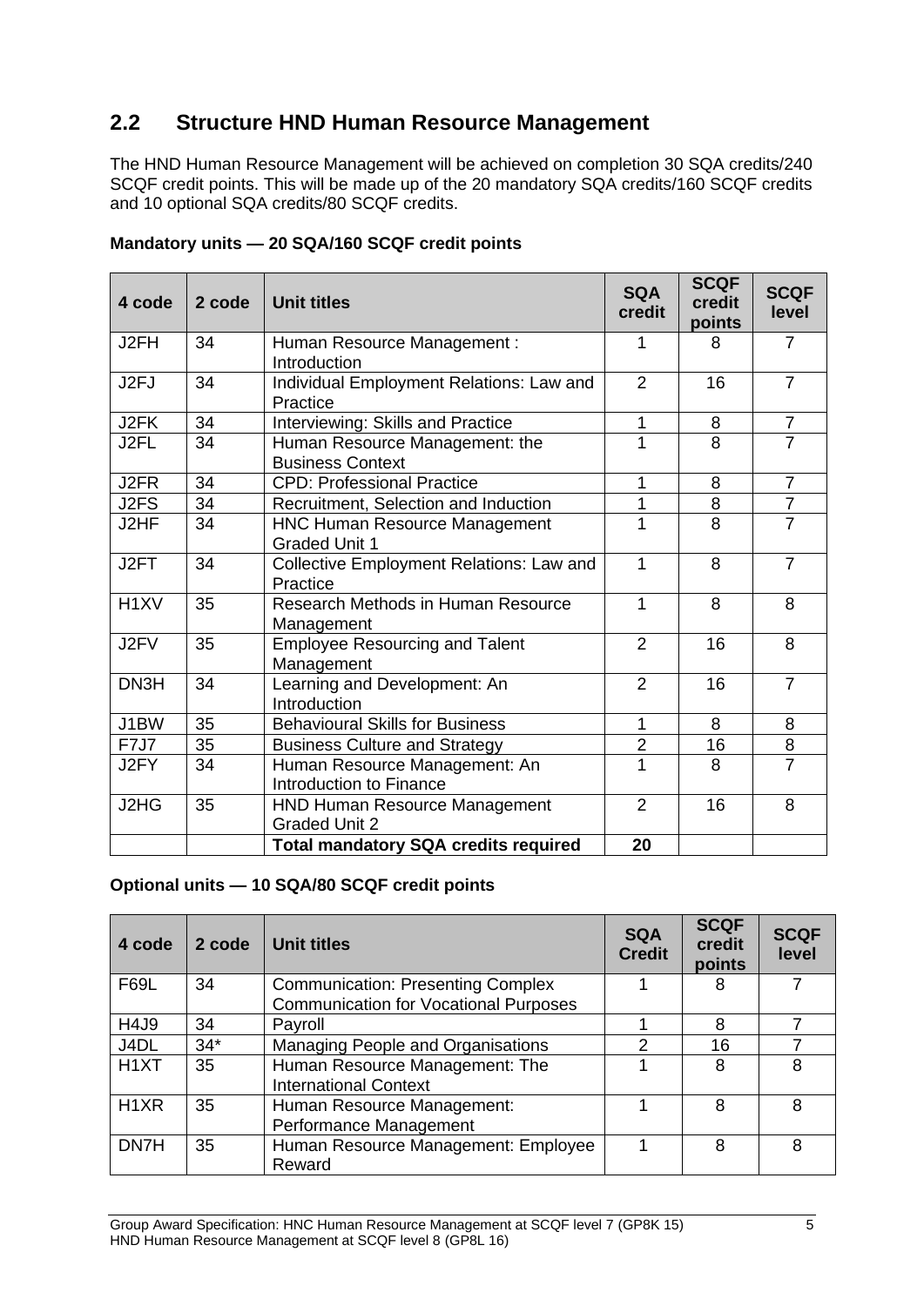## 2.2 Structure HND Human Resource Management

The HND Human Resource Management will be achieved on completion 30 SQA credits/240 SCQF credit points. This will be made up of the 20 mandatory SQA credits/160 SCQF credits and 10 optional SQA credits/80 SCQF credits.

**Mandatory units — 20 SQA/160 SCQF credit points**

| 4 code | 2 code | Unit titles | SQA credit | SCQF credit points | SCQF level |
|---|---|---|---|---|---|
| J2FH | 34 | Human Resource Management : Introduction | 1 | 8 | 7 |
| J2FJ | 34 | Individual Employment Relations: Law and Practice | 2 | 16 | 7 |
| J2FK | 34 | Interviewing: Skills and Practice | 1 | 8 | 7 |
| J2FL | 34 | Human Resource Management: the Business Context | 1 | 8 | 7 |
| J2FR | 34 | CPD: Professional Practice | 1 | 8 | 7 |
| J2FS | 34 | Recruitment, Selection and Induction | 1 | 8 | 7 |
| J2HF | 34 | HNC Human Resource Management Graded Unit 1 | 1 | 8 | 7 |
| J2FT | 34 | Collective Employment Relations: Law and Practice | 1 | 8 | 7 |
| H1XV | 35 | Research Methods in Human Resource Management | 1 | 8 | 8 |
| J2FV | 35 | Employee Resourcing and Talent Management | 2 | 16 | 8 |
| DN3H | 34 | Learning and Development: An Introduction | 2 | 16 | 7 |
| J1BW | 35 | Behavioural Skills for Business | 1 | 8 | 8 |
| F7J7 | 35 | Business Culture and Strategy | 2 | 16 | 8 |
| J2FY | 34 | Human Resource Management: An Introduction to Finance | 1 | 8 | 7 |
| J2HG | 35 | HND Human Resource Management Graded Unit 2 | 2 | 16 | 8 |
| | | **Total mandatory SQA credits required** | **20** | | |

**Optional units — 10 SQA/80 SCQF credit points**

| 4 code | 2 code | Unit titles | SQA Credit | SCQF credit points | SCQF level |
|---|---|---|---|---|---|
| F69L | 34 | Communication: Presenting Complex Communication for Vocational Purposes | 1 | 8 | 7 |
| H4J9 | 34 | Payroll | 1 | 8 | 7 |
| J4DL | 34* | Managing People and Organisations | 2 | 16 | 7 |
| H1XT | 35 | Human Resource Management: The International Context | 1 | 8 | 8 |
| H1XR | 35 | Human Resource Management: Performance Management | 1 | 8 | 8 |
| DN7H | 35 | Human Resource Management: Employee Reward | 1 | 8 | 8 |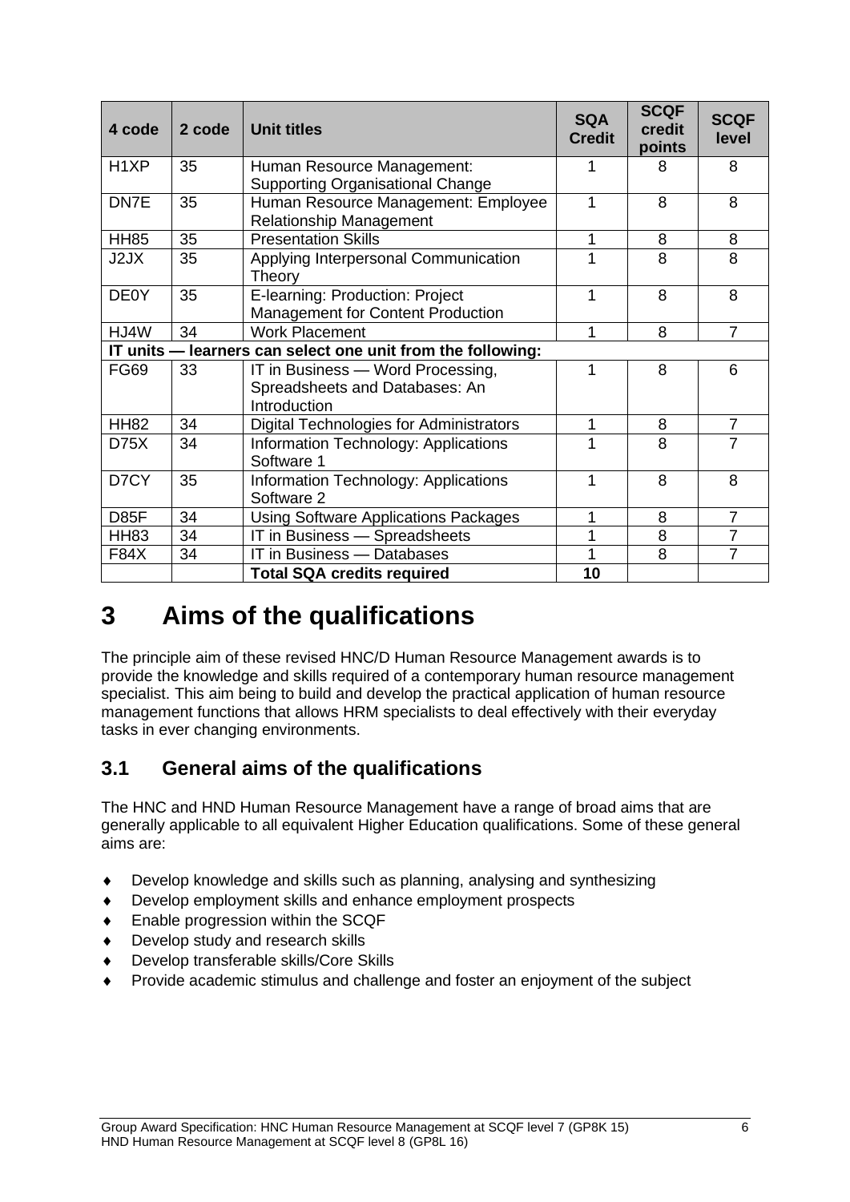| 4 code | 2 code | Unit titles | SQA Credit | SCQF credit points | SCQF level |
|---|---|---|---|---|---|
| H1XP | 35 | Human Resource Management: Supporting Organisational Change | 1 | 8 | 8 |
| DN7E | 35 | Human Resource Management: Employee Relationship Management | 1 | 8 | 8 |
| HH85 | 35 | Presentation Skills | 1 | 8 | 8 |
| J2JX | 35 | Applying Interpersonal Communication Theory | 1 | 8 | 8 |
| DE0Y | 35 | E-learning: Production: Project Management for Content Production | 1 | 8 | 8 |
| HJ4W | 34 | Work Placement | 1 | 8 | 7 |
| **IT units — learners can select one unit from the following:** | | | | | |
| FG69 | 33 | IT in Business — Word Processing, Spreadsheets and Databases: An Introduction | 1 | 8 | 6 |
| HH82 | 34 | Digital Technologies for Administrators | 1 | 8 | 7 |
| D75X | 34 | Information Technology: Applications Software 1 | 1 | 8 | 7 |
| D7CY | 35 | Information Technology: Applications Software 2 | 1 | 8 | 8 |
| D85F | 34 | Using Software Applications Packages | 1 | 8 | 7 |
| HH83 | 34 | IT in Business — Spreadsheets | 1 | 8 | 7 |
| F84X | 34 | IT in Business — Databases | 1 | 8 | 7 |
| | | **Total SQA credits required** | **10** | | |

# 3 Aims of the qualifications

The principle aim of these revised HNC/D Human Resource Management awards is to provide the knowledge and skills required of a contemporary human resource management specialist. This aim being to build and develop the practical application of human resource management functions that allows HRM specialists to deal effectively with their everyday tasks in ever changing environments.

## 3.1 General aims of the qualifications

The HNC and HND Human Resource Management have a range of broad aims that are generally applicable to all equivalent Higher Education qualifications. Some of these general aims are:

- Develop knowledge and skills such as planning, analysing and synthesizing
- Develop employment skills and enhance employment prospects
- Enable progression within the SCQF
- Develop study and research skills
- Develop transferable skills/Core Skills
- Provide academic stimulus and challenge and foster an enjoyment of the subject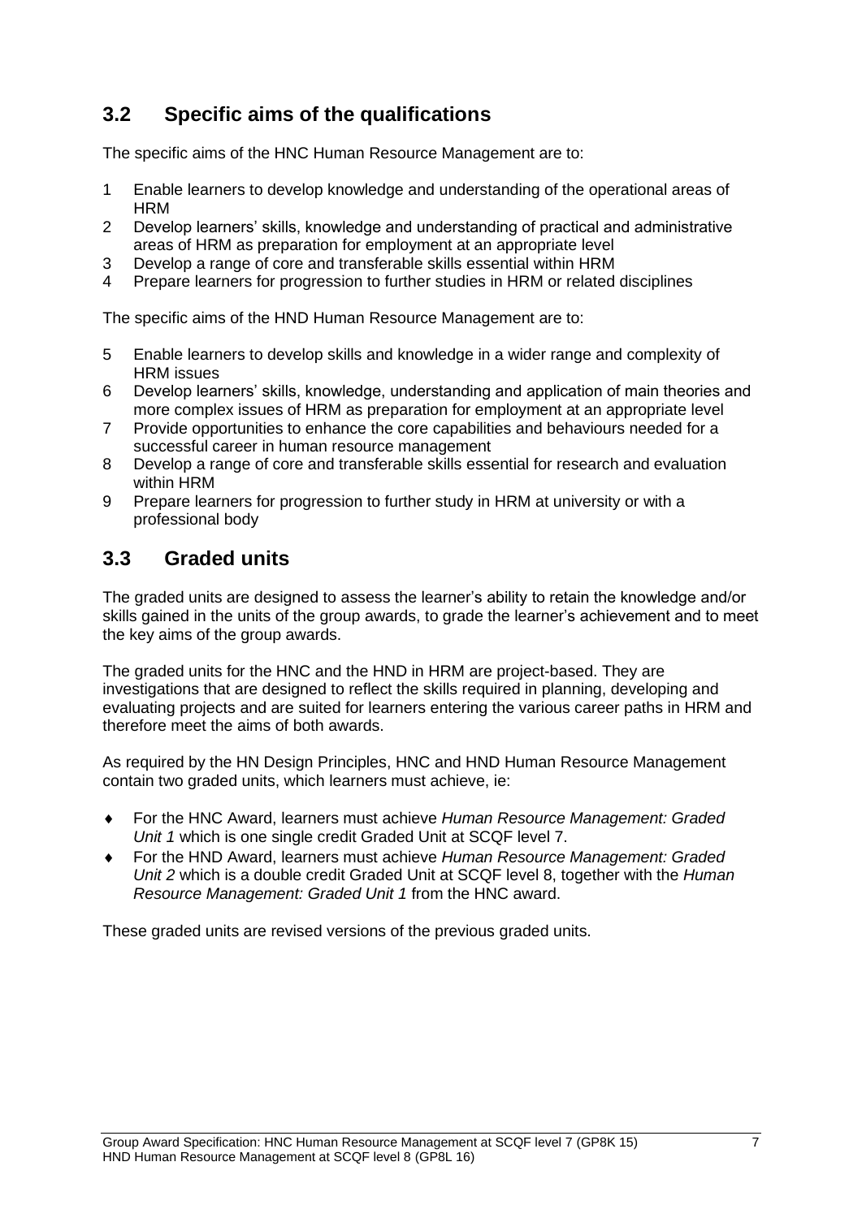## 3.2 Specific aims of the qualifications

The specific aims of the HNC Human Resource Management are to:

1. Enable learners to develop knowledge and understanding of the operational areas of HRM
2. Develop learners' skills, knowledge and understanding of practical and administrative areas of HRM as preparation for employment at an appropriate level
3. Develop a range of core and transferable skills essential within HRM
4. Prepare learners for progression to further studies in HRM or related disciplines

The specific aims of the HND Human Resource Management are to:

5. Enable learners to develop skills and knowledge in a wider range and complexity of HRM issues
6. Develop learners' skills, knowledge, understanding and application of main theories and more complex issues of HRM as preparation for employment at an appropriate level
7. Provide opportunities to enhance the core capabilities and behaviours needed for a successful career in human resource management
8. Develop a range of core and transferable skills essential for research and evaluation within HRM
9. Prepare learners for progression to further study in HRM at university or with a professional body

## 3.3 Graded units

The graded units are designed to assess the learner's ability to retain the knowledge and/or skills gained in the units of the group awards, to grade the learner's achievement and to meet the key aims of the group awards.

The graded units for the HNC and the HND in HRM are project-based. They are investigations that are designed to reflect the skills required in planning, developing and evaluating projects and are suited for learners entering the various career paths in HRM and therefore meet the aims of both awards.

As required by the HN Design Principles, HNC and HND Human Resource Management contain two graded units, which learners must achieve, ie:

- For the HNC Award, learners must achieve *Human Resource Management: Graded Unit 1* which is one single credit Graded Unit at SCQF level 7.
- For the HND Award, learners must achieve *Human Resource Management: Graded Unit 2* which is a double credit Graded Unit at SCQF level 8, together with the *Human Resource Management: Graded Unit 1* from the HNC award.

These graded units are revised versions of the previous graded units.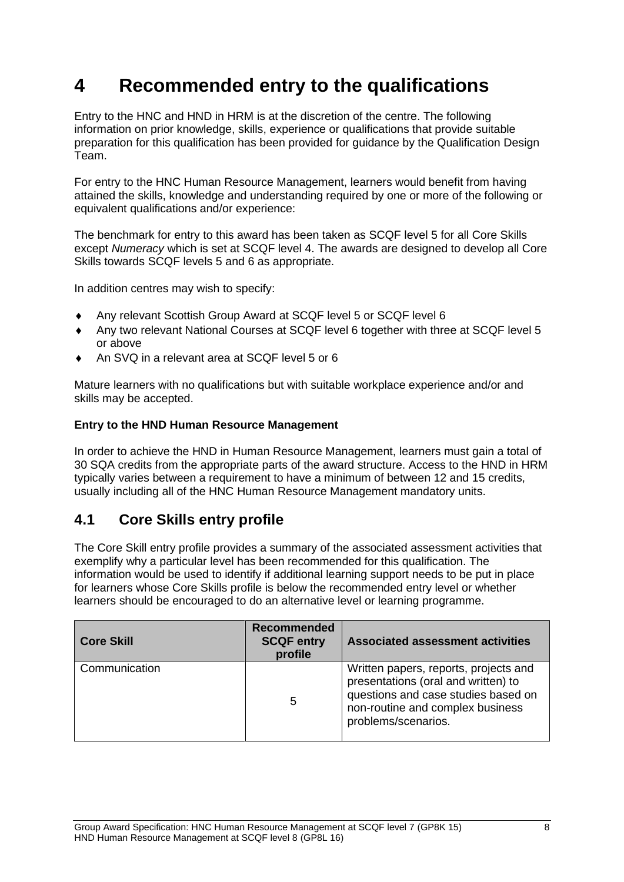# 4 Recommended entry to the qualifications

Entry to the HNC and HND in HRM is at the discretion of the centre. The following information on prior knowledge, skills, experience or qualifications that provide suitable preparation for this qualification has been provided for guidance by the Qualification Design Team.

For entry to the HNC Human Resource Management, learners would benefit from having attained the skills, knowledge and understanding required by one or more of the following or equivalent qualifications and/or experience:

The benchmark for entry to this award has been taken as SCQF level 5 for all Core Skills except *Numeracy* which is set at SCQF level 4. The awards are designed to develop all Core Skills towards SCQF levels 5 and 6 as appropriate.

In addition centres may wish to specify:

- Any relevant Scottish Group Award at SCQF level 5 or SCQF level 6
- Any two relevant National Courses at SCQF level 6 together with three at SCQF level 5 or above
- An SVQ in a relevant area at SCQF level 5 or 6

Mature learners with no qualifications but with suitable workplace experience and/or and skills may be accepted.

**Entry to the HND Human Resource Management**

In order to achieve the HND in Human Resource Management, learners must gain a total of 30 SQA credits from the appropriate parts of the award structure. Access to the HND in HRM typically varies between a requirement to have a minimum of between 12 and 15 credits, usually including all of the HNC Human Resource Management mandatory units.

## 4.1 Core Skills entry profile

The Core Skill entry profile provides a summary of the associated assessment activities that exemplify why a particular level has been recommended for this qualification. The information would be used to identify if additional learning support needs to be put in place for learners whose Core Skills profile is below the recommended entry level or whether learners should be encouraged to do an alternative level or learning programme.

| Core Skill | Recommended SCQF entry profile | Associated assessment activities |
|---|---|---|
| Communication | 5 | Written papers, reports, projects and presentations (oral and written) to questions and case studies based on non-routine and complex business problems/scenarios. |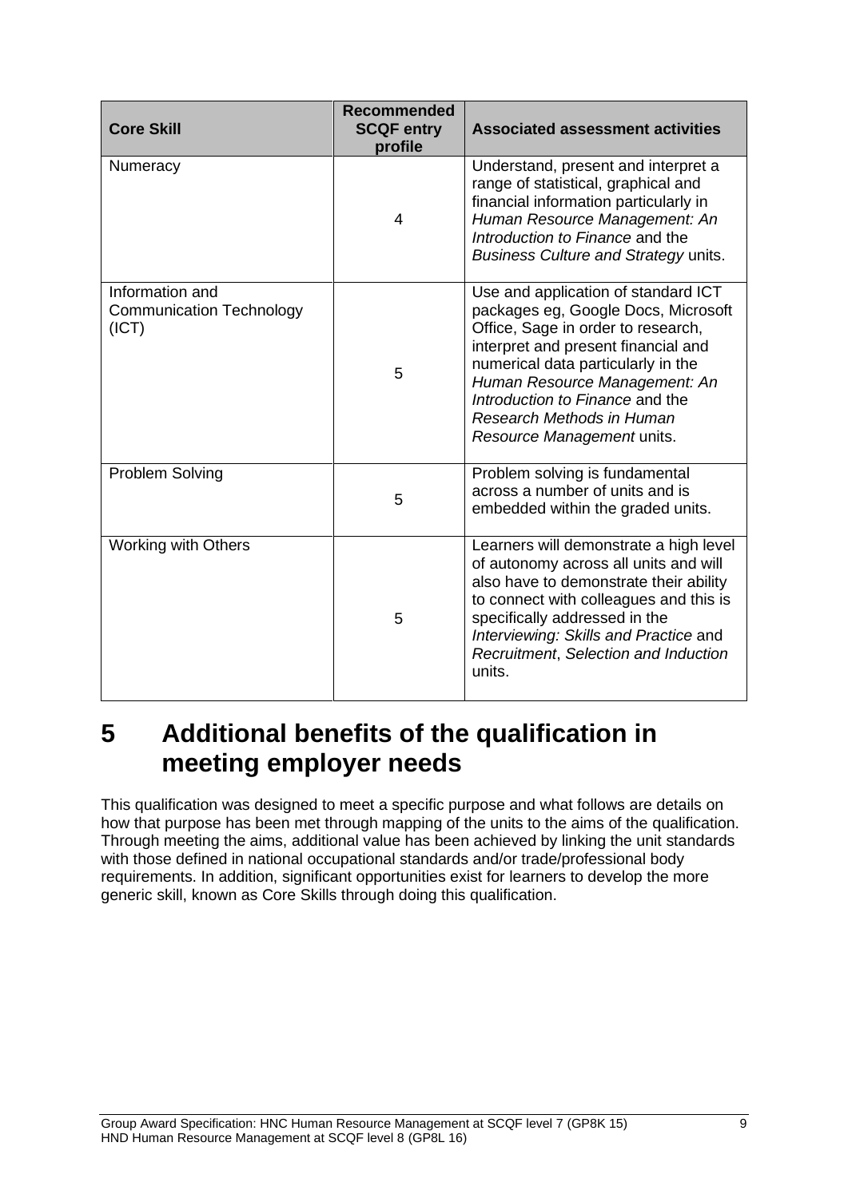| Core Skill | Recommended SCQF entry profile | Associated assessment activities |
|---|---|---|
| Numeracy | 4 | Understand, present and interpret a range of statistical, graphical and financial information particularly in *Human Resource Management: An Introduction to Finance* and the *Business Culture and Strategy* units. |
| Information and Communication Technology (ICT) | 5 | Use and application of standard ICT packages eg, Google Docs, Microsoft Office, Sage in order to research, interpret and present financial and numerical data particularly in the *Human Resource Management: An Introduction to Finance* and the *Research Methods in Human Resource Management* units. |
| Problem Solving | 5 | Problem solving is fundamental across a number of units and is embedded within the graded units. |
| Working with Others | 5 | Learners will demonstrate a high level of autonomy across all units and will also have to demonstrate their ability to connect with colleagues and this is specifically addressed in the *Interviewing: Skills and Practice* and *Recruitment*, *Selection and Induction* units. |

# 5 Additional benefits of the qualification in meeting employer needs

This qualification was designed to meet a specific purpose and what follows are details on how that purpose has been met through mapping of the units to the aims of the qualification. Through meeting the aims, additional value has been achieved by linking the unit standards with those defined in national occupational standards and/or trade/professional body requirements. In addition, significant opportunities exist for learners to develop the more generic skill, known as Core Skills through doing this qualification.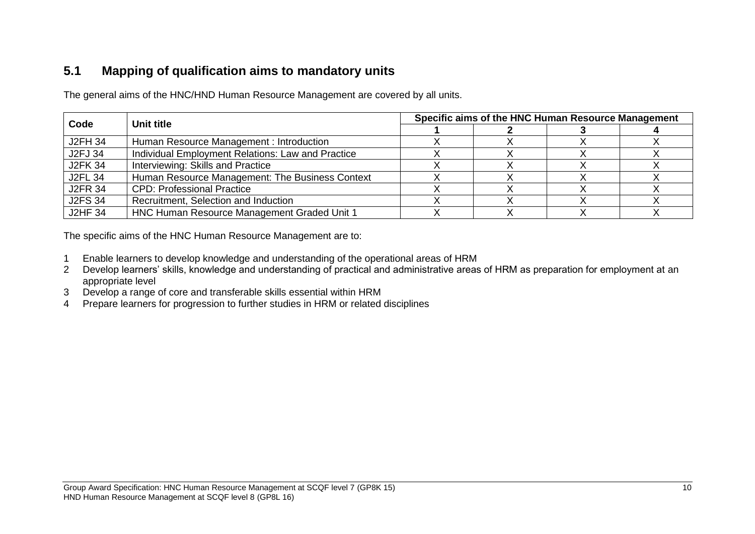## 5.1 Mapping of qualification aims to mandatory units

The general aims of the HNC/HND Human Resource Management are covered by all units.

| Code | Unit title | Specific aims of the HNC Human Resource Management | | | |
|---|---|---|---|---|---|
| | | 1 | 2 | 3 | 4 |
| J2FH 34 | Human Resource Management : Introduction | X | X | X | X |
| J2FJ 34 | Individual Employment Relations: Law and Practice | X | X | X | X |
| J2FK 34 | Interviewing: Skills and Practice | X | X | X | X |
| J2FL 34 | Human Resource Management: The Business Context | X | X | X | X |
| J2FR 34 | CPD: Professional Practice | X | X | X | X |
| J2FS 34 | Recruitment, Selection and Induction | X | X | X | X |
| J2HF 34 | HNC Human Resource Management Graded Unit 1 | X | X | X | X |

The specific aims of the HNC Human Resource Management are to:

1. Enable learners to develop knowledge and understanding of the operational areas of HRM
2. Develop learners' skills, knowledge and understanding of practical and administrative areas of HRM as preparation for employment at an appropriate level
3. Develop a range of core and transferable skills essential within HRM
4. Prepare learners for progression to further studies in HRM or related disciplines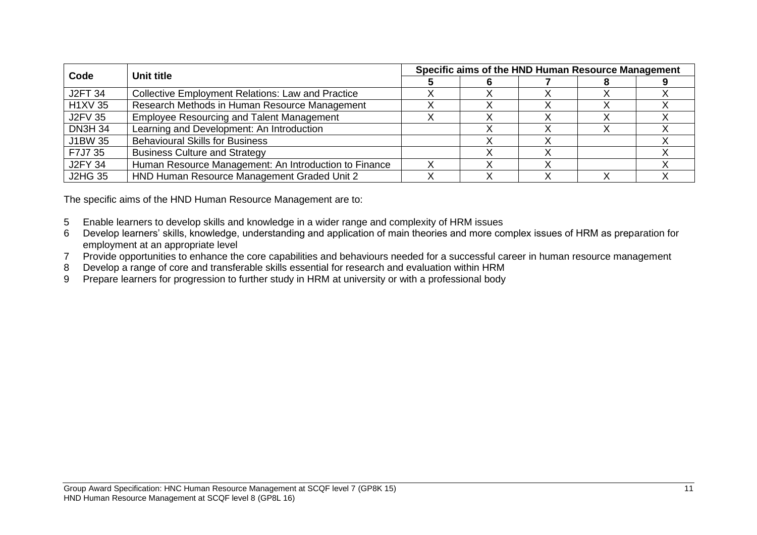| Code | Unit title | Specific aims of the HND Human Resource Management | | | | |
|---|---|---|---|---|---|---|
| | | 5 | 6 | 7 | 8 | 9 |
| J2FT 34 | Collective Employment Relations: Law and Practice | X | X | X | X | X |
| H1XV 35 | Research Methods in Human Resource Management | X | X | X | X | X |
| J2FV 35 | Employee Resourcing and Talent Management | X | X | X | X | X |
| DN3H 34 | Learning and Development: An Introduction | | X | X | X | X |
| J1BW 35 | Behavioural Skills for Business | | X | X | | X |
| F7J7 35 | Business Culture and Strategy | | X | X | | X |
| J2FY 34 | Human Resource Management: An Introduction to Finance | X | X | X | | X |
| J2HG 35 | HND Human Resource Management Graded Unit 2 | X | X | X | X | X |

The specific aims of the HND Human Resource Management are to:

5. Enable learners to develop skills and knowledge in a wider range and complexity of HRM issues
6. Develop learners' skills, knowledge, understanding and application of main theories and more complex issues of HRM as preparation for employment at an appropriate level
7. Provide opportunities to enhance the core capabilities and behaviours needed for a successful career in human resource management
8. Develop a range of core and transferable skills essential for research and evaluation within HRM
9. Prepare learners for progression to further study in HRM at university or with a professional body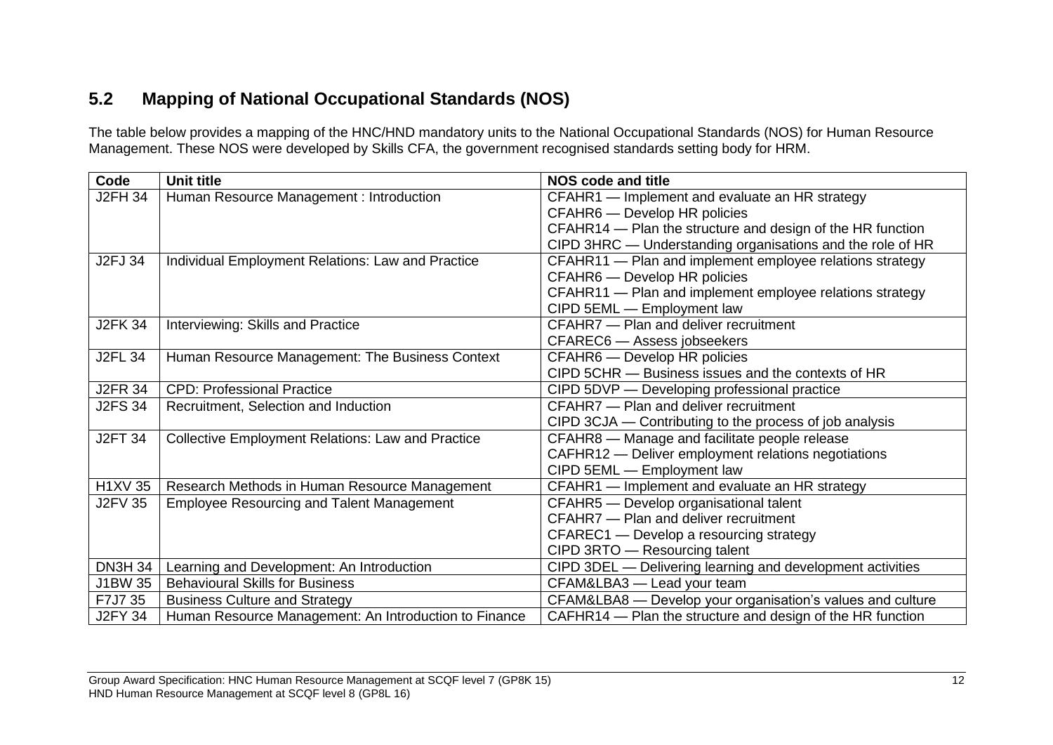## 5.2 Mapping of National Occupational Standards (NOS)

The table below provides a mapping of the HNC/HND mandatory units to the National Occupational Standards (NOS) for Human Resource Management. These NOS were developed by Skills CFA, the government recognised standards setting body for HRM.

| Code | Unit title | NOS code and title |
|---|---|---|
| J2FH 34 | Human Resource Management : Introduction | CFAHR1 — Implement and evaluate an HR strategy<br>CFAHR6 — Develop HR policies<br>CFAHR14 — Plan the structure and design of the HR function<br>CIPD 3HRC — Understanding organisations and the role of HR |
| J2FJ 34 | Individual Employment Relations: Law and Practice | CFAHR11 — Plan and implement employee relations strategy<br>CFAHR6 — Develop HR policies<br>CFAHR11 — Plan and implement employee relations strategy<br>CIPD 5EML — Employment law |
| J2FK 34 | Interviewing: Skills and Practice | CFAHR7 — Plan and deliver recruitment<br>CFAREC6 — Assess jobseekers |
| J2FL 34 | Human Resource Management: The Business Context | CFAHR6 — Develop HR policies<br>CIPD 5CHR — Business issues and the contexts of HR |
| J2FR 34 | CPD: Professional Practice | CIPD 5DVP — Developing professional practice |
| J2FS 34 | Recruitment, Selection and Induction | CFAHR7 — Plan and deliver recruitment<br>CIPD 3CJA — Contributing to the process of job analysis |
| J2FT 34 | Collective Employment Relations: Law and Practice | CFAHR8 — Manage and facilitate people release<br>CAFHR12 — Deliver employment relations negotiations<br>CIPD 5EML — Employment law |
| H1XV 35 | Research Methods in Human Resource Management | CFAHR1 — Implement and evaluate an HR strategy |
| J2FV 35 | Employee Resourcing and Talent Management | CFAHR5 — Develop organisational talent<br>CFAHR7 — Plan and deliver recruitment<br>CFAREC1 — Develop a resourcing strategy<br>CIPD 3RTO — Resourcing talent |
| DN3H 34 | Learning and Development: An Introduction | CIPD 3DEL — Delivering learning and development activities |
| J1BW 35 | Behavioural Skills for Business | CFAM&LBA3 — Lead your team |
| F7J7 35 | Business Culture and Strategy | CFAM&LBA8 — Develop your organisation's values and culture |
| J2FY 34 | Human Resource Management: An Introduction to Finance | CAFHR14 — Plan the structure and design of the HR function |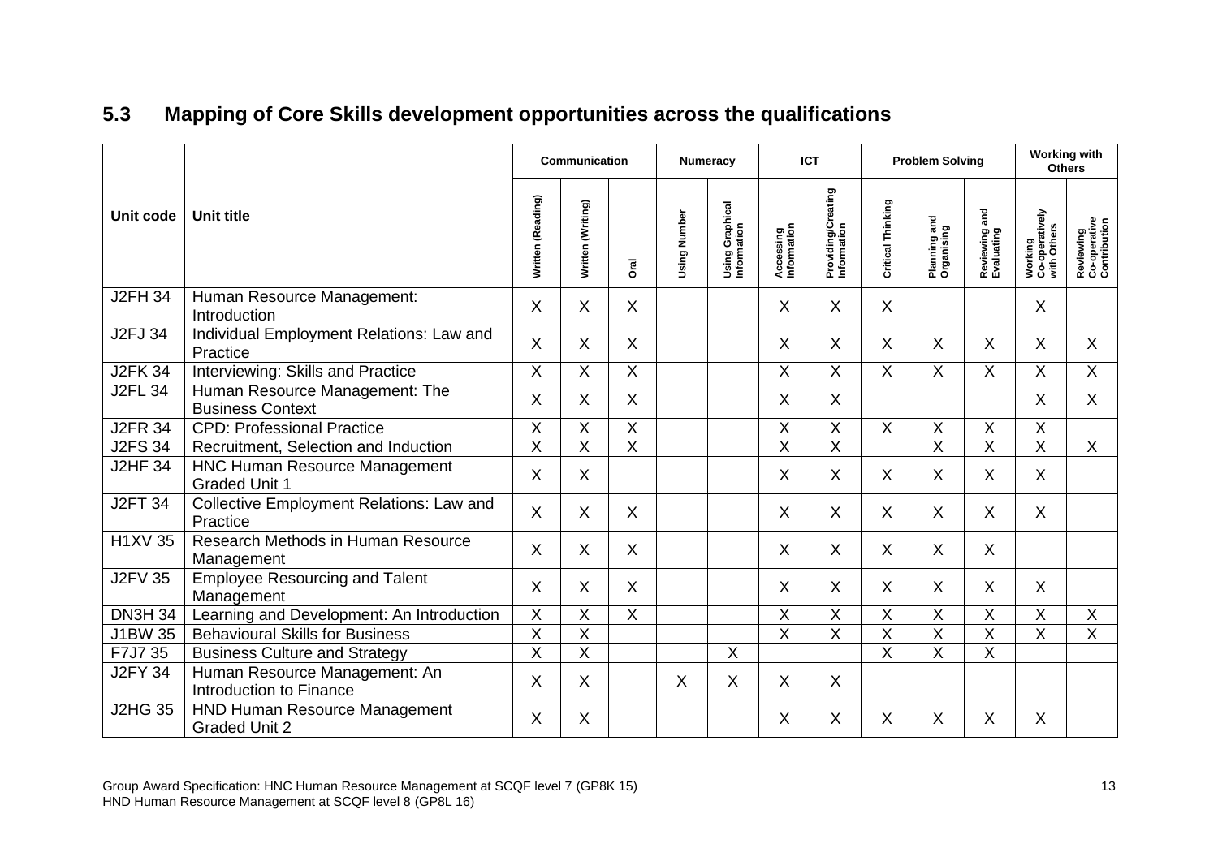## 5.3 Mapping of Core Skills development opportunities across the qualifications

| Unit code | Unit title | Communication | | | Numeracy | | ICT | | Problem Solving | | | Working with Others | |
|---|---|---|---|---|---|---|---|---|---|---|---|---|---|
| | | Written (Reading) | Written (Writing) | Oral | Using Number | Using Graphical Information | Accessing Information | Providing/Creating Information | Critical Thinking | Planning and Organising | Reviewing and Evaluating | Working Co-operatively with Others | Reviewing Co-operative Contribution |
| J2FH 34 | Human Resource Management: Introduction | X | X | X | | | X | X | X | | | X | |
| J2FJ 34 | Individual Employment Relations: Law and Practice | X | X | X | | | X | X | X | X | X | X | X |
| J2FK 34 | Interviewing: Skills and Practice | X | X | X | | | X | X | X | X | X | X | X |
| J2FL 34 | Human Resource Management: The Business Context | X | X | X | | | X | X | | | | X | X |
| J2FR 34 | CPD: Professional Practice | X | X | X | | | X | X | X | X | X | X | |
| J2FS 34 | Recruitment, Selection and Induction | X | X | X | | | X | X | | X | X | X | X |
| J2HF 34 | HNC Human Resource Management Graded Unit 1 | X | X | | | | X | X | X | X | X | X | |
| J2FT 34 | Collective Employment Relations: Law and Practice | X | X | X | | | X | X | X | X | X | X | |
| H1XV 35 | Research Methods in Human Resource Management | X | X | X | | | X | X | X | X | X | | |
| J2FV 35 | Employee Resourcing and Talent Management | X | X | X | | | X | X | X | X | X | X | |
| DN3H 34 | Learning and Development: An Introduction | X | X | X | | | X | X | X | X | X | X | X |
| J1BW 35 | Behavioural Skills for Business | X | X | | | | X | X | X | X | X | X | X |
| F7J7 35 | Business Culture and Strategy | X | X | | | X | | | X | X | X | | |
| J2FY 34 | Human Resource Management: An Introduction to Finance | X | X | | X | X | X | X | | | | | |
| J2HG 35 | HND Human Resource Management Graded Unit 2 | X | X | | | | X | X | X | X | X | X | |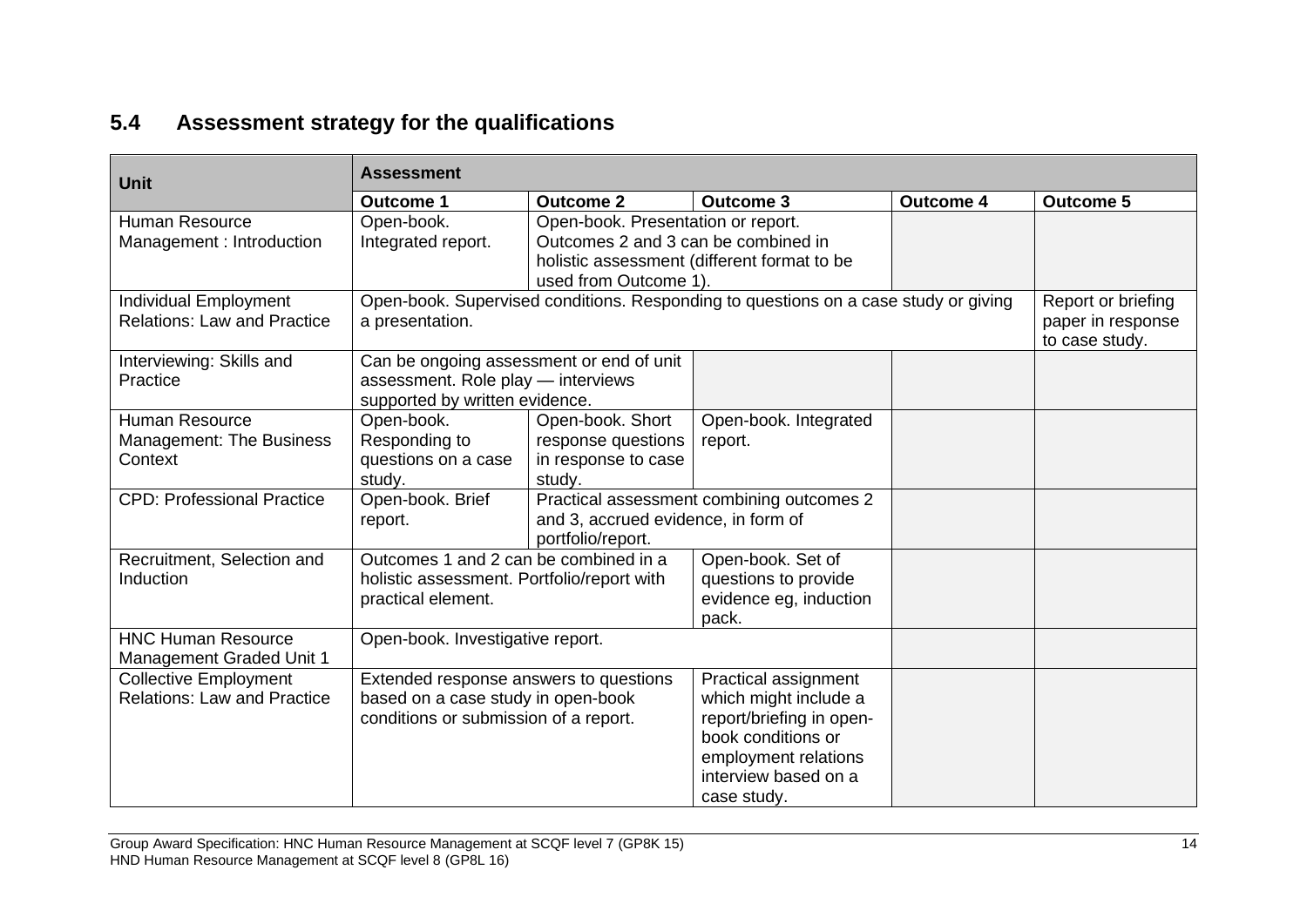## 5.4 Assessment strategy for the qualifications

| Unit | Assessment | | | | |
|---|---|---|---|---|---|
| | **Outcome 1** | **Outcome 2** | **Outcome 3** | **Outcome 4** | **Outcome 5** |
| Human Resource Management : Introduction | Open-book. Integrated report. | Open-book. Presentation or report. Outcomes 2 and 3 can be combined in holistic assessment (different format to be used from Outcome 1). | | | |
| Individual Employment Relations: Law and Practice | Open-book. Supervised conditions. Responding to questions on a case study or giving a presentation. | | | | Report or briefing paper in response to case study. |
| Interviewing: Skills and Practice | Can be ongoing assessment or end of unit assessment. Role play — interviews supported by written evidence. | | | | |
| Human Resource Management: The Business Context | Open-book. Responding to questions on a case study. | Open-book. Short response questions in response to case study. | Open-book. Integrated report. | | |
| CPD: Professional Practice | Open-book. Brief report. | Practical assessment combining outcomes 2 and 3, accrued evidence, in form of portfolio/report. | | | |
| Recruitment, Selection and Induction | Outcomes 1 and 2 can be combined in a holistic assessment. Portfolio/report with practical element. | | Open-book. Set of questions to provide evidence eg, induction pack. | | |
| HNC Human Resource Management Graded Unit 1 | Open-book. Investigative report. | | | | |
| Collective Employment Relations: Law and Practice | Extended response answers to questions based on a case study in open-book conditions or submission of a report. | | Practical assignment which might include a report/briefing in open-book conditions or employment relations interview based on a case study. | | |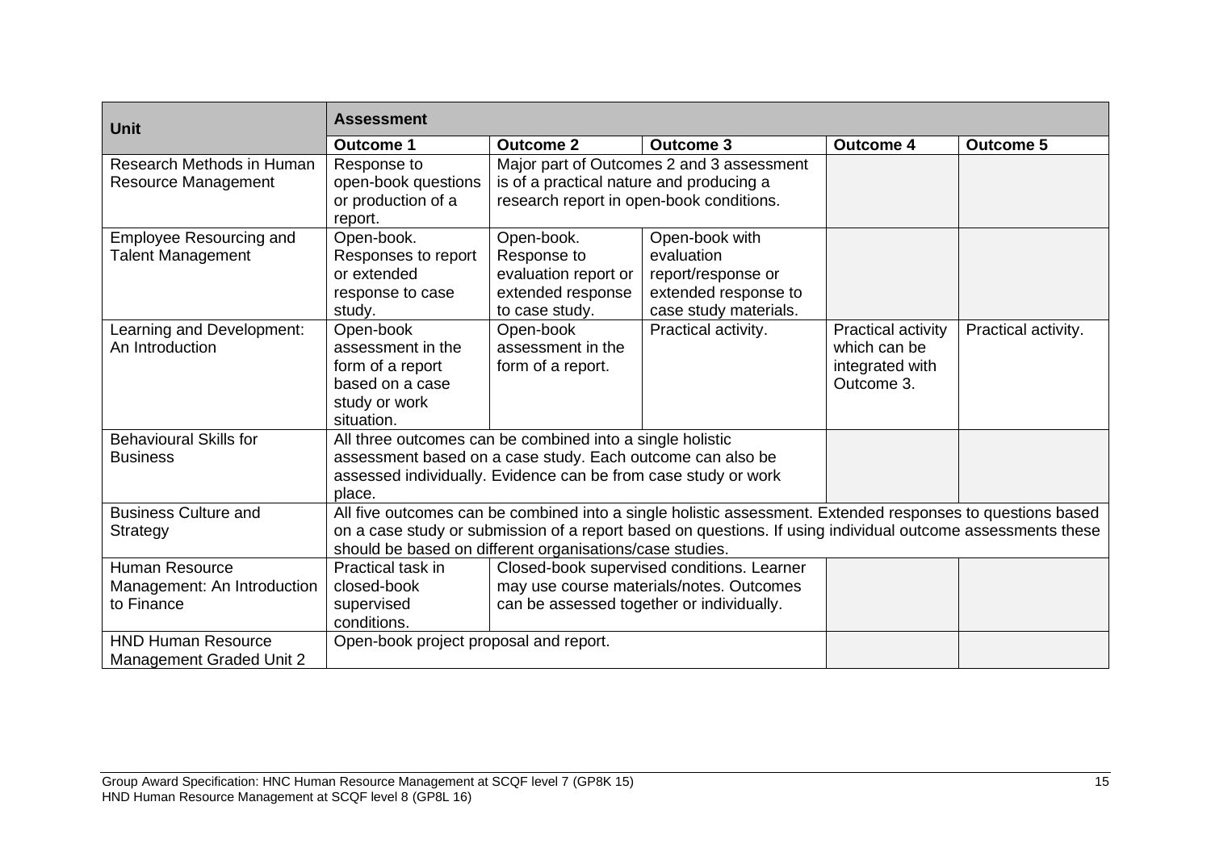| Unit | Assessment | | | | |
|---|---|---|---|---|---|
| | **Outcome 1** | **Outcome 2** | **Outcome 3** | **Outcome 4** | **Outcome 5** |
| Research Methods in Human Resource Management | Response to open-book questions or production of a report. | Major part of Outcomes 2 and 3 assessment is of a practical nature and producing a research report in open-book conditions. | | | |
| Employee Resourcing and Talent Management | Open-book. Responses to report or extended response to case study. | Open-book. Response to evaluation report or extended response to case study. | Open-book with evaluation report/response or extended response to case study materials. | | |
| Learning and Development: An Introduction | Open-book assessment in the form of a report based on a case study or work situation. | Open-book assessment in the form of a report. | Practical activity. | Practical activity which can be integrated with Outcome 3. | Practical activity. |
| Behavioural Skills for Business | All three outcomes can be combined into a single holistic assessment based on a case study. Each outcome can also be assessed individually. Evidence can be from case study or work place. | | | | |
| Business Culture and Strategy | All five outcomes can be combined into a single holistic assessment. Extended responses to questions based on a case study or submission of a report based on questions. If using individual outcome assessments these should be based on different organisations/case studies. | | | | |
| Human Resource Management: An Introduction to Finance | Practical task in closed-book supervised conditions. | Closed-book supervised conditions. Learner may use course materials/notes. Outcomes can be assessed together or individually. | | | |
| HND Human Resource Management Graded Unit 2 | Open-book project proposal and report. | | | | |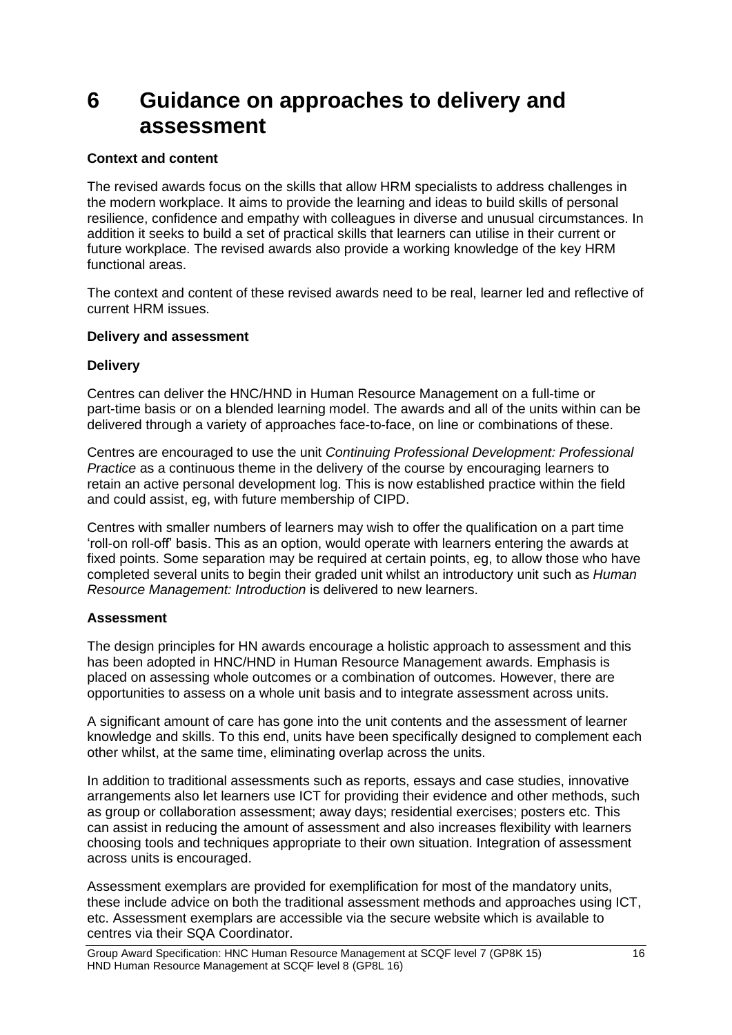# 6 Guidance on approaches to delivery and assessment

**Context and content**

The revised awards focus on the skills that allow HRM specialists to address challenges in the modern workplace. It aims to provide the learning and ideas to build skills of personal resilience, confidence and empathy with colleagues in diverse and unusual circumstances. In addition it seeks to build a set of practical skills that learners can utilise in their current or future workplace. The revised awards also provide a working knowledge of the key HRM functional areas.

The context and content of these revised awards need to be real, learner led and reflective of current HRM issues.

**Delivery and assessment**

**Delivery**

Centres can deliver the HNC/HND in Human Resource Management on a full-time or part-time basis or on a blended learning model. The awards and all of the units within can be delivered through a variety of approaches face-to-face, on line or combinations of these.

Centres are encouraged to use the unit *Continuing Professional Development: Professional Practice* as a continuous theme in the delivery of the course by encouraging learners to retain an active personal development log. This is now established practice within the field and could assist, eg, with future membership of CIPD.

Centres with smaller numbers of learners may wish to offer the qualification on a part time 'roll-on roll-off' basis. This as an option, would operate with learners entering the awards at fixed points. Some separation may be required at certain points, eg, to allow those who have completed several units to begin their graded unit whilst an introductory unit such as *Human Resource Management: Introduction* is delivered to new learners.

**Assessment**

The design principles for HN awards encourage a holistic approach to assessment and this has been adopted in HNC/HND in Human Resource Management awards. Emphasis is placed on assessing whole outcomes or a combination of outcomes. However, there are opportunities to assess on a whole unit basis and to integrate assessment across units.

A significant amount of care has gone into the unit contents and the assessment of learner knowledge and skills. To this end, units have been specifically designed to complement each other whilst, at the same time, eliminating overlap across the units.

In addition to traditional assessments such as reports, essays and case studies, innovative arrangements also let learners use ICT for providing their evidence and other methods, such as group or collaboration assessment; away days; residential exercises; posters etc. This can assist in reducing the amount of assessment and also increases flexibility with learners choosing tools and techniques appropriate to their own situation. Integration of assessment across units is encouraged.

Assessment exemplars are provided for exemplification for most of the mandatory units, these include advice on both the traditional assessment methods and approaches using ICT, etc. Assessment exemplars are accessible via the secure website which is available to centres via their SQA Coordinator.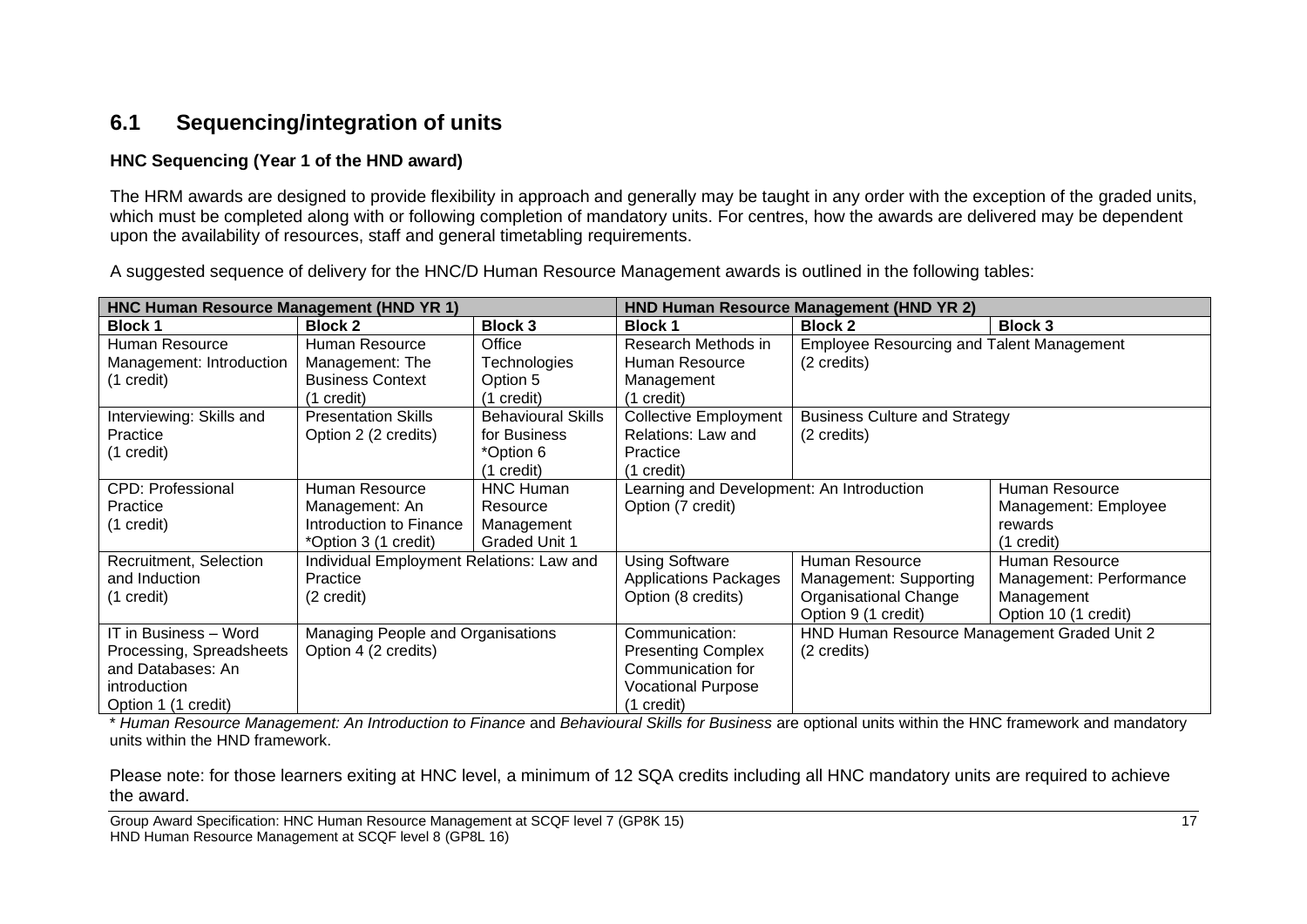## 6.1 Sequencing/integration of units

**HNC Sequencing (Year 1 of the HND award)**

The HRM awards are designed to provide flexibility in approach and generally may be taught in any order with the exception of the graded units, which must be completed along with or following completion of mandatory units. For centres, how the awards are delivered may be dependent upon the availability of resources, staff and general timetabling requirements.

A suggested sequence of delivery for the HNC/D Human Resource Management awards is outlined in the following tables:

| HNC Human Resource Management (HND YR 1) | | | HND Human Resource Management (HND YR 2) | | |
|---|---|---|---|---|---|
| **Block 1** | **Block 2** | **Block 3** | **Block 1** | **Block 2** | **Block 3** |
| Human Resource Management: Introduction (1 credit) | Human Resource Management: The Business Context (1 credit) | Office Technologies Option 5 (1 credit) | Research Methods in Human Resource Management (1 credit) | Employee Resourcing and Talent Management (2 credits) | |
| Interviewing: Skills and Practice (1 credit) | Presentation Skills Option 2 (2 credits) | Behavioural Skills for Business *Option 6 (1 credit) | Collective Employment Relations: Law and Practice (1 credit) | Business Culture and Strategy (2 credits) | |
| CPD: Professional Practice (1 credit) | Human Resource Management: An Introduction to Finance *Option 3 (1 credit) | HNC Human Resource Management Graded Unit 1 | Learning and Development: An Introduction Option (7 credit) | | Human Resource Management: Employee rewards (1 credit) |
| Recruitment, Selection and Induction (1 credit) | Individual Employment Relations: Law and Practice (2 credit) | | Using Software Applications Packages Option (8 credits) | Human Resource Management: Supporting Organisational Change Option 9 (1 credit) | Human Resource Management: Performance Management Option 10 (1 credit) |
| IT in Business – Word Processing, Spreadsheets and Databases: An introduction Option 1 (1 credit) | Managing People and Organisations Option 4 (2 credits) | | Communication: Presenting Complex Communication for Vocational Purpose (1 credit) | HND Human Resource Management Graded Unit 2 (2 credits) | |

\* *Human Resource Management: An Introduction to Finance* and *Behavioural Skills for Business* are optional units within the HNC framework and mandatory units within the HND framework.

Please note: for those learners exiting at HNC level, a minimum of 12 SQA credits including all HNC mandatory units are required to achieve the award.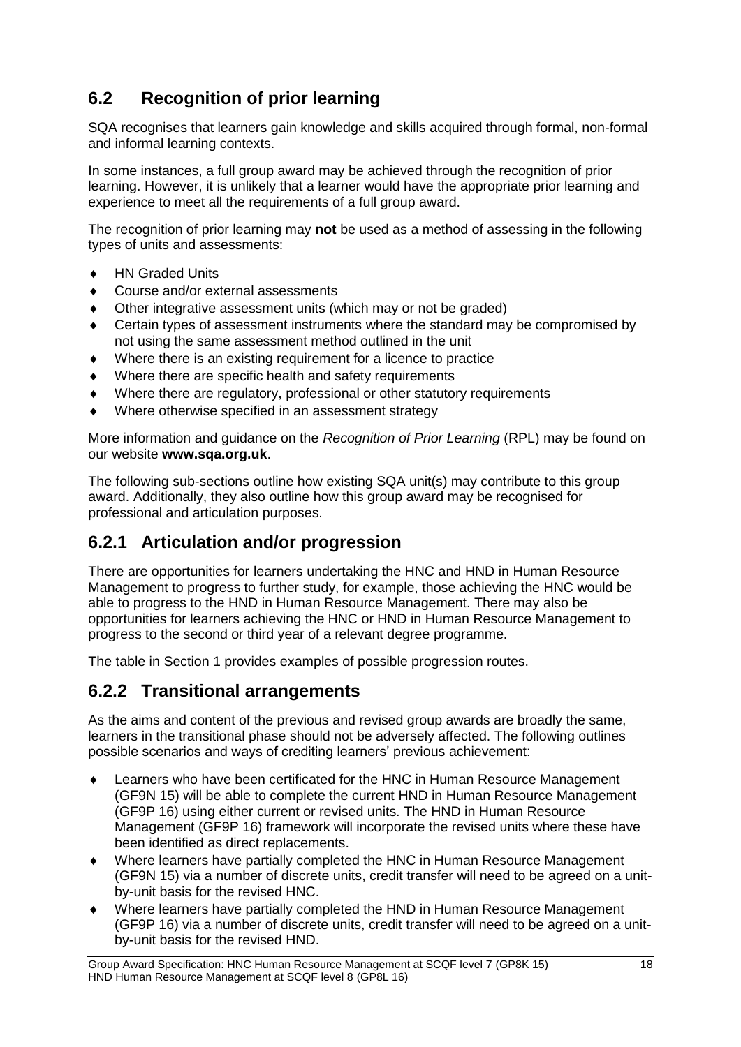## 6.2 Recognition of prior learning

SQA recognises that learners gain knowledge and skills acquired through formal, non-formal and informal learning contexts.

In some instances, a full group award may be achieved through the recognition of prior learning. However, it is unlikely that a learner would have the appropriate prior learning and experience to meet all the requirements of a full group award.

The recognition of prior learning may **not** be used as a method of assessing in the following types of units and assessments:

- HN Graded Units
- Course and/or external assessments
- Other integrative assessment units (which may or not be graded)
- Certain types of assessment instruments where the standard may be compromised by not using the same assessment method outlined in the unit
- Where there is an existing requirement for a licence to practice
- Where there are specific health and safety requirements
- Where there are regulatory, professional or other statutory requirements
- Where otherwise specified in an assessment strategy

More information and guidance on the *Recognition of Prior Learning* (RPL) may be found on our website **www.sqa.org.uk**.

The following sub-sections outline how existing SQA unit(s) may contribute to this group award. Additionally, they also outline how this group award may be recognised for professional and articulation purposes.

### 6.2.1 Articulation and/or progression

There are opportunities for learners undertaking the HNC and HND in Human Resource Management to progress to further study, for example, those achieving the HNC would be able to progress to the HND in Human Resource Management. There may also be opportunities for learners achieving the HNC or HND in Human Resource Management to progress to the second or third year of a relevant degree programme.

The table in Section 1 provides examples of possible progression routes.

### 6.2.2 Transitional arrangements

As the aims and content of the previous and revised group awards are broadly the same, learners in the transitional phase should not be adversely affected. The following outlines possible scenarios and ways of crediting learners' previous achievement:

- Learners who have been certificated for the HNC in Human Resource Management (GF9N 15) will be able to complete the current HND in Human Resource Management (GF9P 16) using either current or revised units. The HND in Human Resource Management (GF9P 16) framework will incorporate the revised units where these have been identified as direct replacements.
- Where learners have partially completed the HNC in Human Resource Management (GF9N 15) via a number of discrete units, credit transfer will need to be agreed on a unit-by-unit basis for the revised HNC.
- Where learners have partially completed the HND in Human Resource Management (GF9P 16) via a number of discrete units, credit transfer will need to be agreed on a unit-by-unit basis for the revised HND.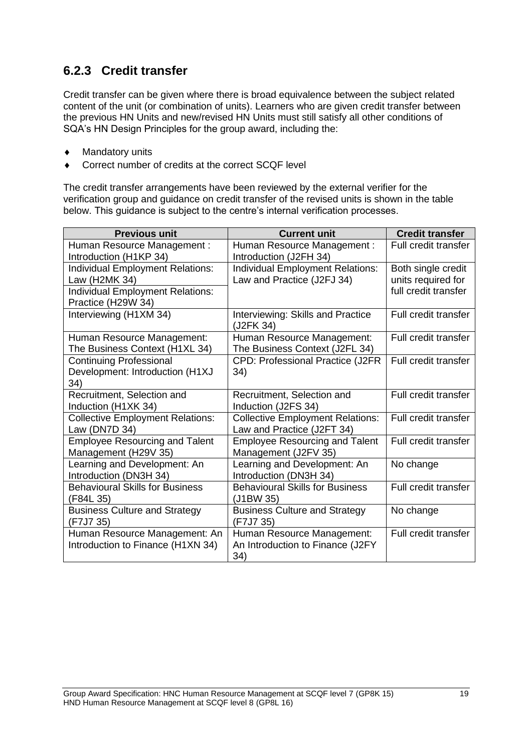### 6.2.3 Credit transfer

Credit transfer can be given where there is broad equivalence between the subject related content of the unit (or combination of units). Learners who are given credit transfer between the previous HN Units and new/revised HN Units must still satisfy all other conditions of SQA's HN Design Principles for the group award, including the:

- Mandatory units
- Correct number of credits at the correct SCQF level

The credit transfer arrangements have been reviewed by the external verifier for the verification group and guidance on credit transfer of the revised units is shown in the table below. This guidance is subject to the centre's internal verification processes.

| Previous unit | Current unit | Credit transfer |
|---|---|---|
| Human Resource Management : Introduction (H1KP 34) | Human Resource Management : Introduction (J2FH 34) | Full credit transfer |
| Individual Employment Relations: Law (H2MK 34)<br>Individual Employment Relations: Practice (H29W 34) | Individual Employment Relations: Law and Practice (J2FJ 34) | Both single credit units required for full credit transfer |
| Interviewing (H1XM 34) | Interviewing: Skills and Practice (J2FK 34) | Full credit transfer |
| Human Resource Management: The Business Context (H1XL 34) | Human Resource Management: The Business Context (J2FL 34) | Full credit transfer |
| Continuing Professional Development: Introduction (H1XJ 34) | CPD: Professional Practice (J2FR 34) | Full credit transfer |
| Recruitment, Selection and Induction (H1XK 34) | Recruitment, Selection and Induction (J2FS 34) | Full credit transfer |
| Collective Employment Relations: Law (DN7D 34) | Collective Employment Relations: Law and Practice (J2FT 34) | Full credit transfer |
| Employee Resourcing and Talent Management (H29V 35) | Employee Resourcing and Talent Management (J2FV 35) | Full credit transfer |
| Learning and Development: An Introduction (DN3H 34) | Learning and Development: An Introduction (DN3H 34) | No change |
| Behavioural Skills for Business (F84L 35) | Behavioural Skills for Business (J1BW 35) | Full credit transfer |
| Business Culture and Strategy (F7J7 35) | Business Culture and Strategy (F7J7 35) | No change |
| Human Resource Management: An Introduction to Finance (H1XN 34) | Human Resource Management: An Introduction to Finance (J2FY 34) | Full credit transfer |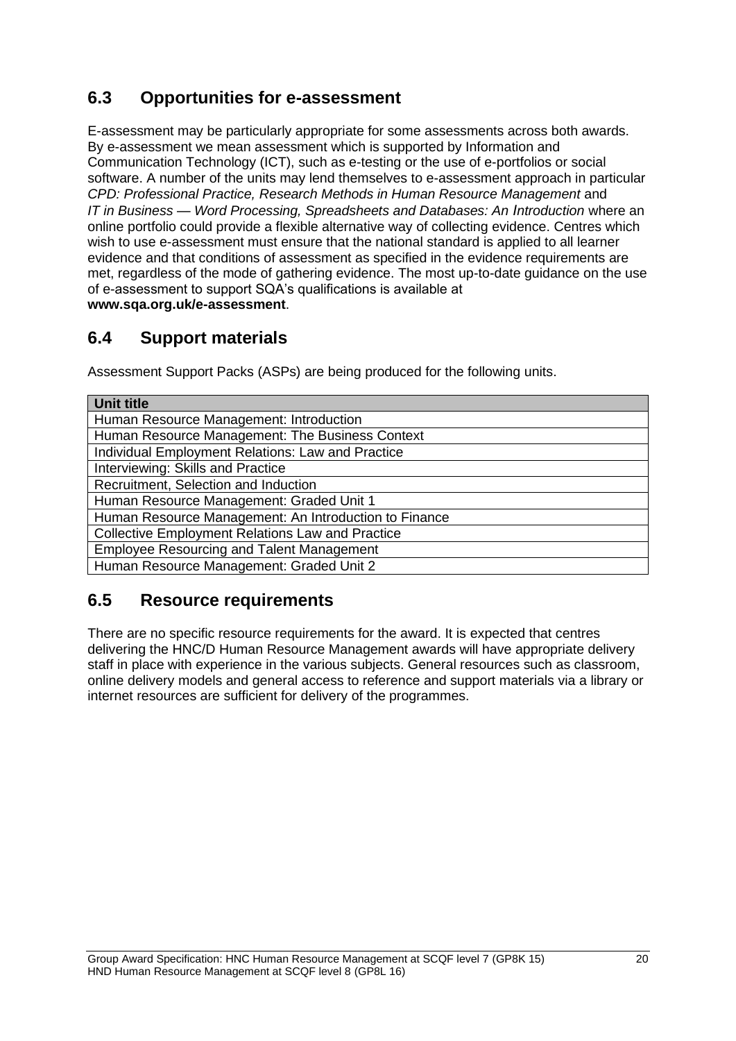## 6.3 Opportunities for e-assessment

E-assessment may be particularly appropriate for some assessments across both awards. By e-assessment we mean assessment which is supported by Information and Communication Technology (ICT), such as e-testing or the use of e-portfolios or social software. A number of the units may lend themselves to e-assessment approach in particular *CPD: Professional Practice, Research Methods in Human Resource Management* and *IT in Business — Word Processing, Spreadsheets and Databases: An Introduction* where an online portfolio could provide a flexible alternative way of collecting evidence. Centres which wish to use e-assessment must ensure that the national standard is applied to all learner evidence and that conditions of assessment as specified in the evidence requirements are met, regardless of the mode of gathering evidence. The most up-to-date guidance on the use of e-assessment to support SQA's qualifications is available at **www.sqa.org.uk/e-assessment**.

## 6.4 Support materials

Assessment Support Packs (ASPs) are being produced for the following units.

| Unit title |
|---|
| Human Resource Management: Introduction |
| Human Resource Management: The Business Context |
| Individual Employment Relations: Law and Practice |
| Interviewing: Skills and Practice |
| Recruitment, Selection and Induction |
| Human Resource Management: Graded Unit 1 |
| Human Resource Management: An Introduction to Finance |
| Collective Employment Relations Law and Practice |
| Employee Resourcing and Talent Management |
| Human Resource Management: Graded Unit 2 |

## 6.5 Resource requirements

There are no specific resource requirements for the award. It is expected that centres delivering the HNC/D Human Resource Management awards will have appropriate delivery staff in place with experience in the various subjects. General resources such as classroom, online delivery models and general access to reference and support materials via a library or internet resources are sufficient for delivery of the programmes.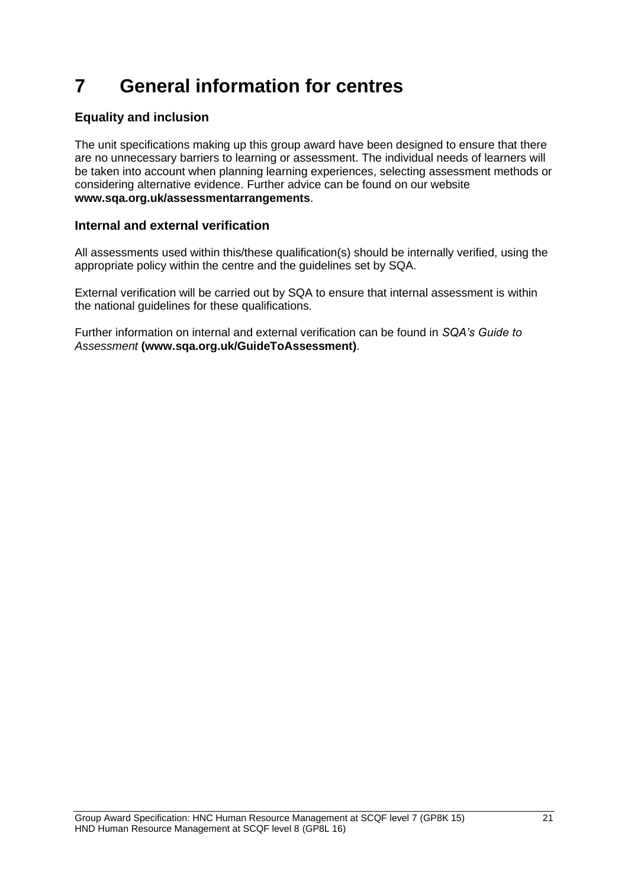# 7 General information for centres

## Equality and inclusion

The unit specifications making up this group award have been designed to ensure that there are no unnecessary barriers to learning or assessment. The individual needs of learners will be taken into account when planning learning experiences, selecting assessment methods or considering alternative evidence. Further advice can be found on our website **www.sqa.org.uk/assessmentarrangements**.

## Internal and external verification

All assessments used within this/these qualification(s) should be internally verified, using the appropriate policy within the centre and the guidelines set by SQA.

External verification will be carried out by SQA to ensure that internal assessment is within the national guidelines for these qualifications.

Further information on internal and external verification can be found in *SQA's Guide to Assessment* **(www.sqa.org.uk/GuideToAssessment)**.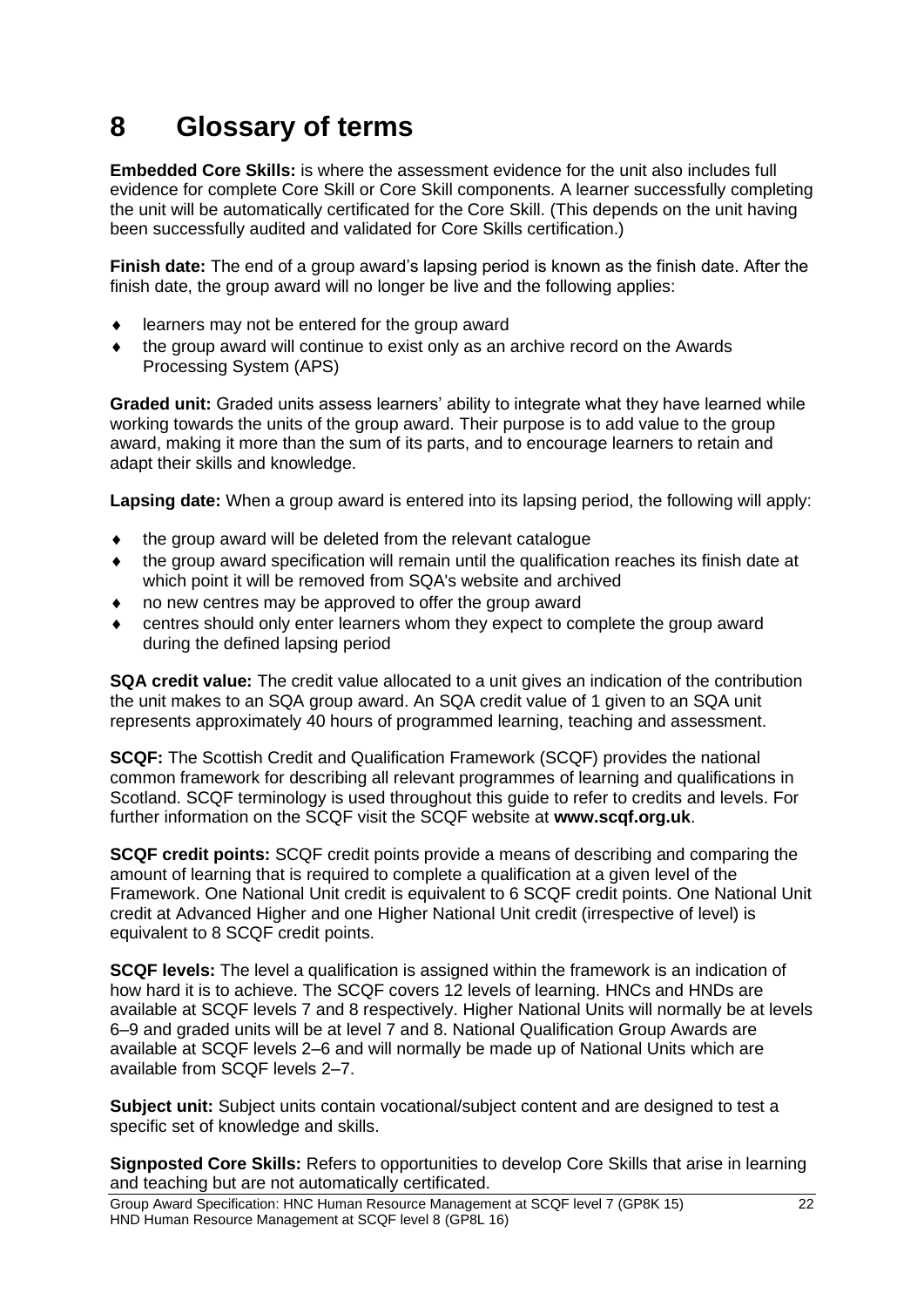# 8 Glossary of terms

**Embedded Core Skills:** is where the assessment evidence for the unit also includes full evidence for complete Core Skill or Core Skill components. A learner successfully completing the unit will be automatically certificated for the Core Skill. (This depends on the unit having been successfully audited and validated for Core Skills certification.)

**Finish date:** The end of a group award's lapsing period is known as the finish date. After the finish date, the group award will no longer be live and the following applies:

- learners may not be entered for the group award
- the group award will continue to exist only as an archive record on the Awards Processing System (APS)

**Graded unit:** Graded units assess learners' ability to integrate what they have learned while working towards the units of the group award. Their purpose is to add value to the group award, making it more than the sum of its parts, and to encourage learners to retain and adapt their skills and knowledge.

**Lapsing date:** When a group award is entered into its lapsing period, the following will apply:

- the group award will be deleted from the relevant catalogue
- the group award specification will remain until the qualification reaches its finish date at which point it will be removed from SQA's website and archived
- no new centres may be approved to offer the group award
- centres should only enter learners whom they expect to complete the group award during the defined lapsing period

**SQA credit value:** The credit value allocated to a unit gives an indication of the contribution the unit makes to an SQA group award. An SQA credit value of 1 given to an SQA unit represents approximately 40 hours of programmed learning, teaching and assessment.

**SCQF:** The Scottish Credit and Qualification Framework (SCQF) provides the national common framework for describing all relevant programmes of learning and qualifications in Scotland. SCQF terminology is used throughout this guide to refer to credits and levels. For further information on the SCQF visit the SCQF website at **www.scqf.org.uk**.

**SCQF credit points:** SCQF credit points provide a means of describing and comparing the amount of learning that is required to complete a qualification at a given level of the Framework. One National Unit credit is equivalent to 6 SCQF credit points. One National Unit credit at Advanced Higher and one Higher National Unit credit (irrespective of level) is equivalent to 8 SCQF credit points.

**SCQF levels:** The level a qualification is assigned within the framework is an indication of how hard it is to achieve. The SCQF covers 12 levels of learning. HNCs and HNDs are available at SCQF levels 7 and 8 respectively. Higher National Units will normally be at levels 6–9 and graded units will be at level 7 and 8. National Qualification Group Awards are available at SCQF levels 2–6 and will normally be made up of National Units which are available from SCQF levels 2–7.

**Subject unit:** Subject units contain vocational/subject content and are designed to test a specific set of knowledge and skills.

**Signposted Core Skills:** Refers to opportunities to develop Core Skills that arise in learning and teaching but are not automatically certificated.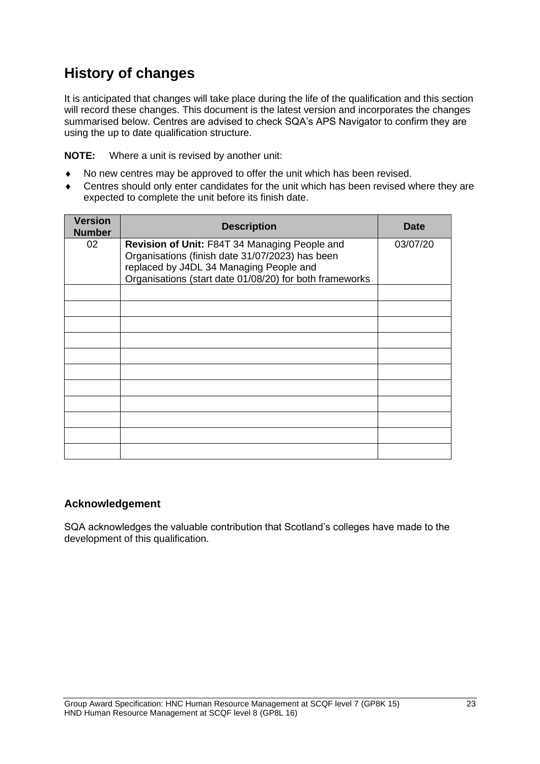## History of changes

It is anticipated that changes will take place during the life of the qualification and this section will record these changes. This document is the latest version and incorporates the changes summarised below. Centres are advised to check SQA's APS Navigator to confirm they are using the up to date qualification structure.

**NOTE:** Where a unit is revised by another unit:

- No new centres may be approved to offer the unit which has been revised.
- Centres should only enter candidates for the unit which has been revised where they are expected to complete the unit before its finish date.

| Version Number | Description | Date |
|---|---|---|
| 02 | **Revision of Unit:** F84T 34 Managing People and Organisations (finish date 31/07/2023) has been replaced by J4DL 34 Managing People and Organisations (start date 01/08/20) for both frameworks | 03/07/20 |
| | | |
| | | |
| | | |
| | | |
| | | |
| | | |
| | | |
| | | |
| | | |
| | | |
| | | |

### Acknowledgement

SQA acknowledges the valuable contribution that Scotland's colleges have made to the development of this qualification.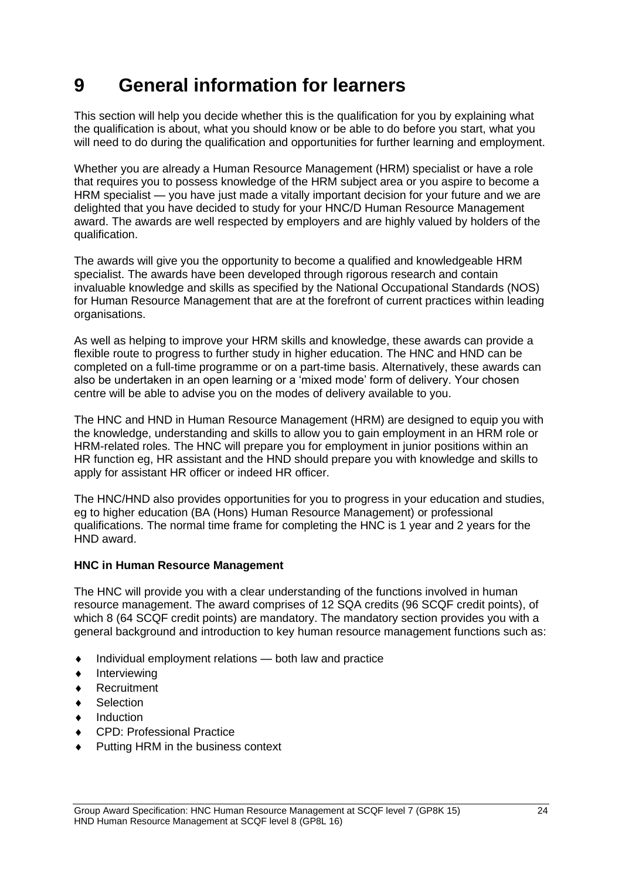# 9 General information for learners

This section will help you decide whether this is the qualification for you by explaining what the qualification is about, what you should know or be able to do before you start, what you will need to do during the qualification and opportunities for further learning and employment.

Whether you are already a Human Resource Management (HRM) specialist or have a role that requires you to possess knowledge of the HRM subject area or you aspire to become a HRM specialist — you have just made a vitally important decision for your future and we are delighted that you have decided to study for your HNC/D Human Resource Management award. The awards are well respected by employers and are highly valued by holders of the qualification.

The awards will give you the opportunity to become a qualified and knowledgeable HRM specialist. The awards have been developed through rigorous research and contain invaluable knowledge and skills as specified by the National Occupational Standards (NOS) for Human Resource Management that are at the forefront of current practices within leading organisations.

As well as helping to improve your HRM skills and knowledge, these awards can provide a flexible route to progress to further study in higher education. The HNC and HND can be completed on a full-time programme or on a part-time basis. Alternatively, these awards can also be undertaken in an open learning or a 'mixed mode' form of delivery. Your chosen centre will be able to advise you on the modes of delivery available to you.

The HNC and HND in Human Resource Management (HRM) are designed to equip you with the knowledge, understanding and skills to allow you to gain employment in an HRM role or HRM-related roles. The HNC will prepare you for employment in junior positions within an HR function eg, HR assistant and the HND should prepare you with knowledge and skills to apply for assistant HR officer or indeed HR officer.

The HNC/HND also provides opportunities for you to progress in your education and studies, eg to higher education (BA (Hons) Human Resource Management) or professional qualifications. The normal time frame for completing the HNC is 1 year and 2 years for the HND award.

**HNC in Human Resource Management**

The HNC will provide you with a clear understanding of the functions involved in human resource management. The award comprises of 12 SQA credits (96 SCQF credit points), of which 8 (64 SCQF credit points) are mandatory. The mandatory section provides you with a general background and introduction to key human resource management functions such as:

- Individual employment relations — both law and practice
- Interviewing
- Recruitment
- Selection
- Induction
- CPD: Professional Practice
- Putting HRM in the business context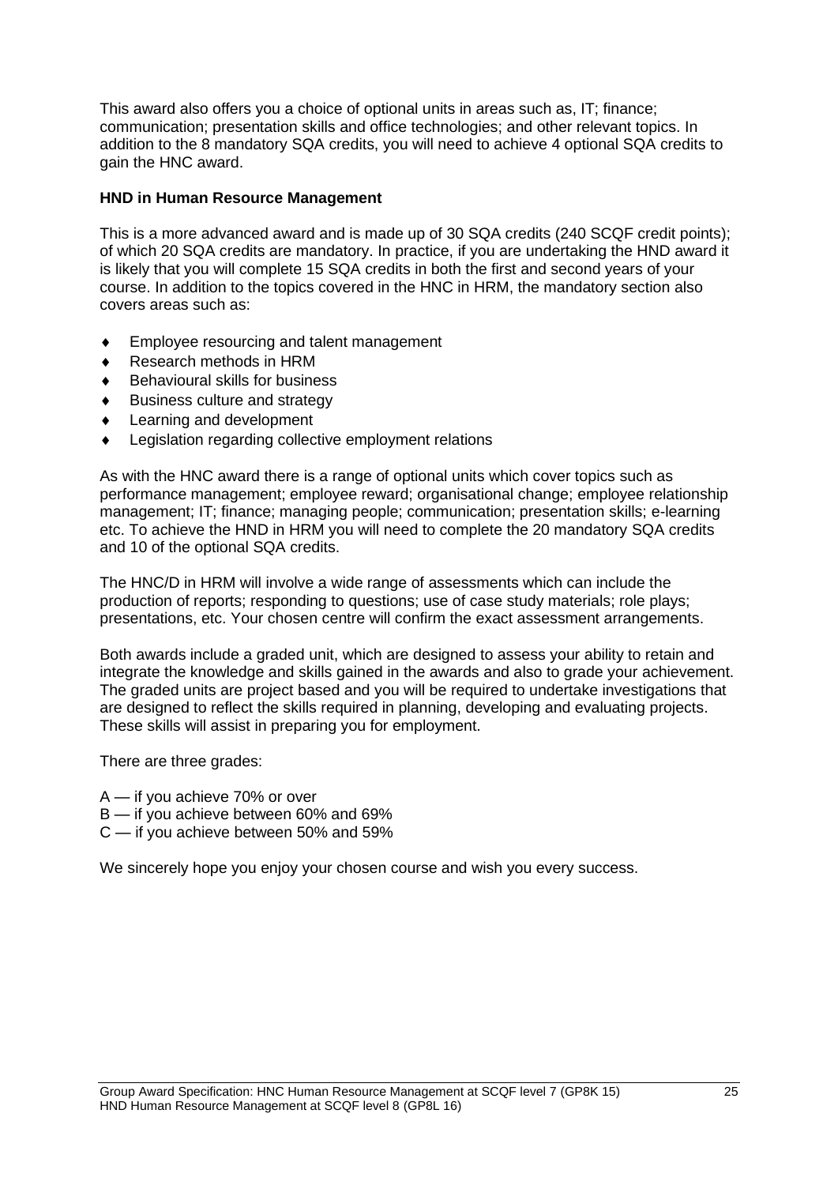This award also offers you a choice of optional units in areas such as, IT; finance; communication; presentation skills and office technologies; and other relevant topics. In addition to the 8 mandatory SQA credits, you will need to achieve 4 optional SQA credits to gain the HNC award.

**HND in Human Resource Management**

This is a more advanced award and is made up of 30 SQA credits (240 SCQF credit points); of which 20 SQA credits are mandatory. In practice, if you are undertaking the HND award it is likely that you will complete 15 SQA credits in both the first and second years of your course. In addition to the topics covered in the HNC in HRM, the mandatory section also covers areas such as:

- Employee resourcing and talent management
- Research methods in HRM
- Behavioural skills for business
- Business culture and strategy
- Learning and development
- Legislation regarding collective employment relations

As with the HNC award there is a range of optional units which cover topics such as performance management; employee reward; organisational change; employee relationship management; IT; finance; managing people; communication; presentation skills; e-learning etc. To achieve the HND in HRM you will need to complete the 20 mandatory SQA credits and 10 of the optional SQA credits.

The HNC/D in HRM will involve a wide range of assessments which can include the production of reports; responding to questions; use of case study materials; role plays; presentations, etc. Your chosen centre will confirm the exact assessment arrangements.

Both awards include a graded unit, which are designed to assess your ability to retain and integrate the knowledge and skills gained in the awards and also to grade your achievement. The graded units are project based and you will be required to undertake investigations that are designed to reflect the skills required in planning, developing and evaluating projects. These skills will assist in preparing you for employment.

There are three grades:

A — if you achieve 70% or over
B — if you achieve between 60% and 69%
C — if you achieve between 50% and 59%

We sincerely hope you enjoy your chosen course and wish you every success.